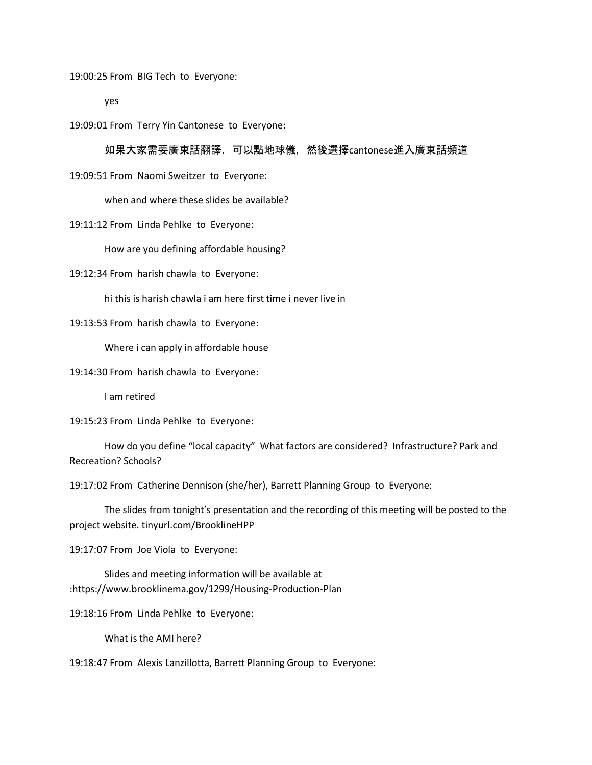19:00:25 From BIG Tech to Everyone:

yes

19:09:01 From Terry Yin Cantonese to Everyone:

如果大家需要廣東話翻譯，可以點地球儀，然後選擇cantonese進入廣東話頻道

19:09:51 From Naomi Sweitzer to Everyone:

when and where these slides be available?

19:11:12 From Linda Pehlke to Everyone:

How are you defining affordable housing?

19:12:34 From harish chawla to Everyone:

hi this is harish chawla i am here first time i never live in

19:13:53 From harish chawla to Everyone:

Where i can apply in affordable house

19:14:30 From harish chawla to Everyone:

I am retired

19:15:23 From Linda Pehlke to Everyone:

How do you define "local capacity" What factors are considered? Infrastructure? Park and Recreation? Schools?

19:17:02 From Catherine Dennison (she/her), Barrett Planning Group to Everyone:

The slides from tonight's presentation and the recording of this meeting will be posted to the project website. tinyurl.com/BrooklineHPP

19:17:07 From Joe Viola to Everyone:

Slides and meeting information will be available at :https://www.brooklinema.gov/1299/Housing-Production-Plan

19:18:16 From Linda Pehlke to Everyone:

What is the AMI here?

19:18:47 From Alexis Lanzillotta, Barrett Planning Group to Everyone: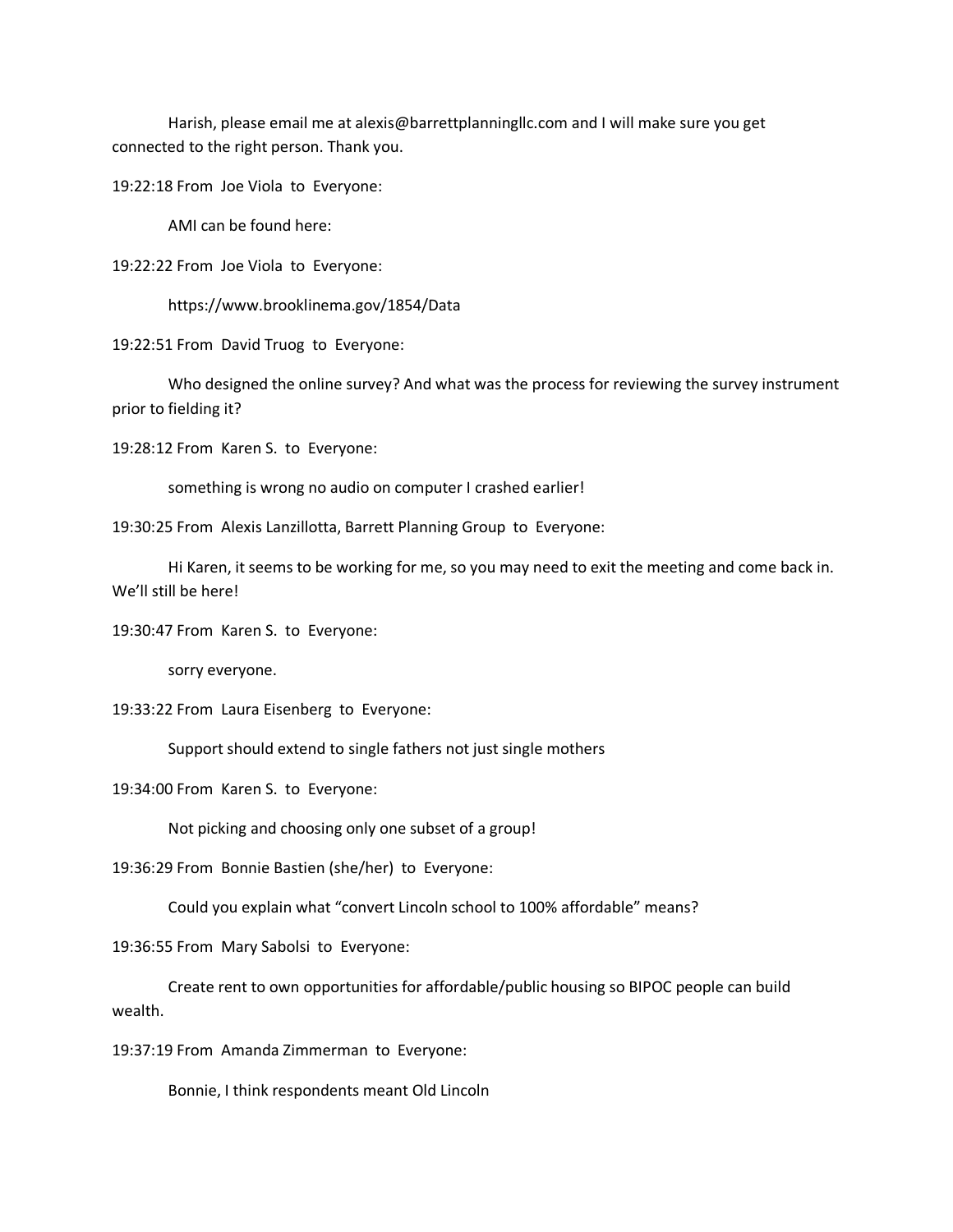Harish, please email me at alexis@barrettplanningllc.com and I will make sure you get connected to the right person. Thank you.

19:22:18 From Joe Viola to Everyone:

AMI can be found here:

19:22:22 From Joe Viola to Everyone:

https://www.brooklinema.gov/1854/Data

19:22:51 From David Truog to Everyone:

Who designed the online survey? And what was the process for reviewing the survey instrument prior to fielding it?

19:28:12 From Karen S. to Everyone:

something is wrong no audio on computer I crashed earlier!

19:30:25 From Alexis Lanzillotta, Barrett Planning Group to Everyone:

Hi Karen, it seems to be working for me, so you may need to exit the meeting and come back in. We'll still be here!

19:30:47 From Karen S. to Everyone:

sorry everyone.

19:33:22 From Laura Eisenberg to Everyone:

Support should extend to single fathers not just single mothers

19:34:00 From Karen S. to Everyone:

Not picking and choosing only one subset of a group!

19:36:29 From Bonnie Bastien (she/her) to Everyone:

Could you explain what "convert Lincoln school to 100% affordable" means?

19:36:55 From Mary Sabolsi to Everyone:

Create rent to own opportunities for affordable/public housing so BIPOC people can build wealth.

19:37:19 From Amanda Zimmerman to Everyone:

Bonnie, I think respondents meant Old Lincoln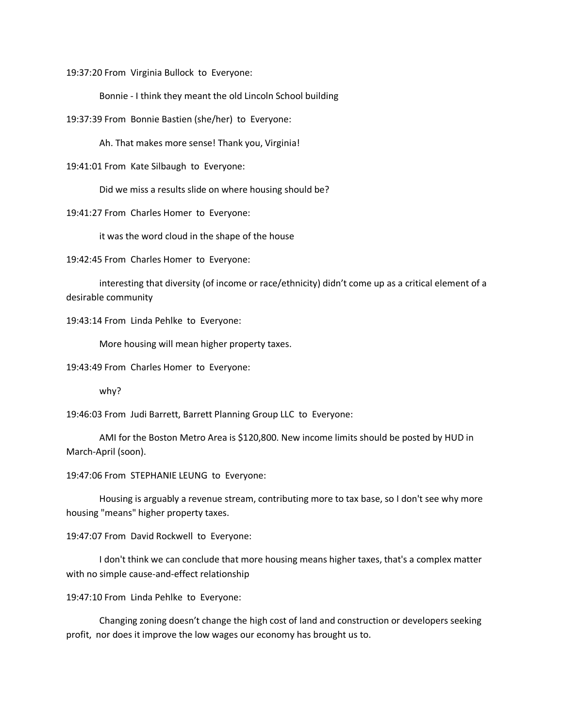19:37:20 From Virginia Bullock to Everyone:

Bonnie - I think they meant the old Lincoln School building

19:37:39 From Bonnie Bastien (she/her) to Everyone:

Ah. That makes more sense! Thank you, Virginia!

19:41:01 From Kate Silbaugh to Everyone:

Did we miss a results slide on where housing should be?

19:41:27 From Charles Homer to Everyone:

it was the word cloud in the shape of the house

19:42:45 From Charles Homer to Everyone:

interesting that diversity (of income or race/ethnicity) didn't come up as a critical element of a desirable community

19:43:14 From Linda Pehlke to Everyone:

More housing will mean higher property taxes.

19:43:49 From Charles Homer to Everyone:

why?

19:46:03 From Judi Barrett, Barrett Planning Group LLC to Everyone:

AMI for the Boston Metro Area is $120,800. New income limits should be posted by HUD in March-April (soon).

19:47:06 From STEPHANIE LEUNG to Everyone:

Housing is arguably a revenue stream, contributing more to tax base, so I don't see why more housing "means" higher property taxes.

19:47:07 From David Rockwell to Everyone:

I don't think we can conclude that more housing means higher taxes, that's a complex matter with no simple cause-and-effect relationship

19:47:10 From Linda Pehlke to Everyone:

Changing zoning doesn't change the high cost of land and construction or developers seeking profit, nor does it improve the low wages our economy has brought us to.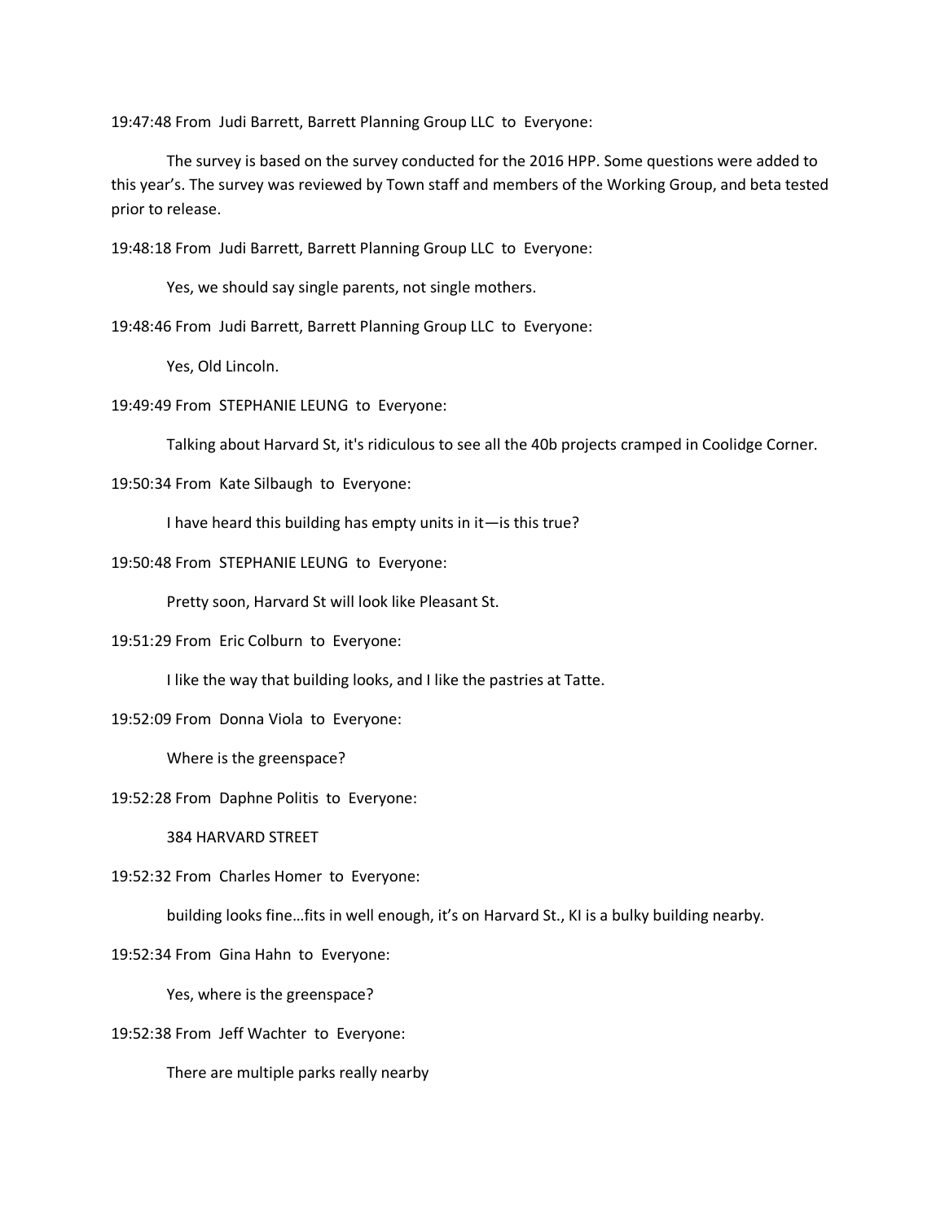19:47:48 From Judi Barrett, Barrett Planning Group LLC to Everyone:

The survey is based on the survey conducted for the 2016 HPP. Some questions were added to this year's. The survey was reviewed by Town staff and members of the Working Group, and beta tested prior to release.

19:48:18 From Judi Barrett, Barrett Planning Group LLC to Everyone:

Yes, we should say single parents, not single mothers.

19:48:46 From Judi Barrett, Barrett Planning Group LLC to Everyone:

Yes, Old Lincoln.

19:49:49 From STEPHANIE LEUNG to Everyone:

Talking about Harvard St, it's ridiculous to see all the 40b projects cramped in Coolidge Corner.

19:50:34 From Kate Silbaugh to Everyone:

I have heard this building has empty units in it—is this true?

19:50:48 From STEPHANIE LEUNG to Everyone:

Pretty soon, Harvard St will look like Pleasant St.

19:51:29 From Eric Colburn to Everyone:

I like the way that building looks, and I like the pastries at Tatte.

19:52:09 From Donna Viola to Everyone:

Where is the greenspace?

19:52:28 From Daphne Politis to Everyone:

384 HARVARD STREET

19:52:32 From Charles Homer to Everyone:

building looks fine…fits in well enough, it's on Harvard St., KI is a bulky building nearby.

19:52:34 From Gina Hahn to Everyone:

Yes, where is the greenspace?

19:52:38 From Jeff Wachter to Everyone:

There are multiple parks really nearby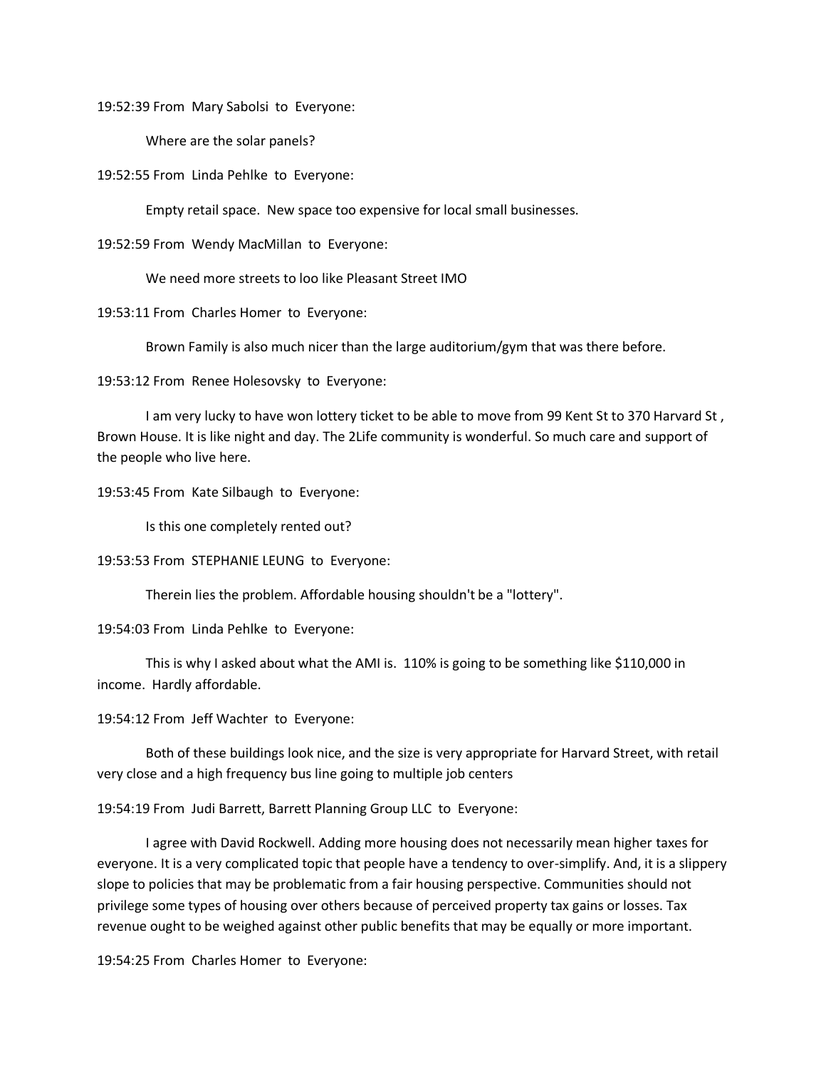19:52:39 From Mary Sabolsi to Everyone:

Where are the solar panels?

19:52:55 From Linda Pehlke to Everyone:

Empty retail space. New space too expensive for local small businesses.

19:52:59 From Wendy MacMillan to Everyone:

We need more streets to loo like Pleasant Street IMO

19:53:11 From Charles Homer to Everyone:

Brown Family is also much nicer than the large auditorium/gym that was there before.

19:53:12 From Renee Holesovsky to Everyone:

I am very lucky to have won lottery ticket to be able to move from 99 Kent St to 370 Harvard St , Brown House. It is like night and day. The 2Life community is wonderful. So much care and support of the people who live here.

19:53:45 From Kate Silbaugh to Everyone:

Is this one completely rented out?

19:53:53 From STEPHANIE LEUNG to Everyone:

Therein lies the problem. Affordable housing shouldn't be a "lottery".

19:54:03 From Linda Pehlke to Everyone:

This is why I asked about what the AMI is. 110% is going to be something like $110,000 in income. Hardly affordable.

19:54:12 From Jeff Wachter to Everyone:

Both of these buildings look nice, and the size is very appropriate for Harvard Street, with retail very close and a high frequency bus line going to multiple job centers

19:54:19 From Judi Barrett, Barrett Planning Group LLC to Everyone:

I agree with David Rockwell. Adding more housing does not necessarily mean higher taxes for everyone. It is a very complicated topic that people have a tendency to over-simplify. And, it is a slippery slope to policies that may be problematic from a fair housing perspective. Communities should not privilege some types of housing over others because of perceived property tax gains or losses. Tax revenue ought to be weighed against other public benefits that may be equally or more important.

19:54:25 From Charles Homer to Everyone: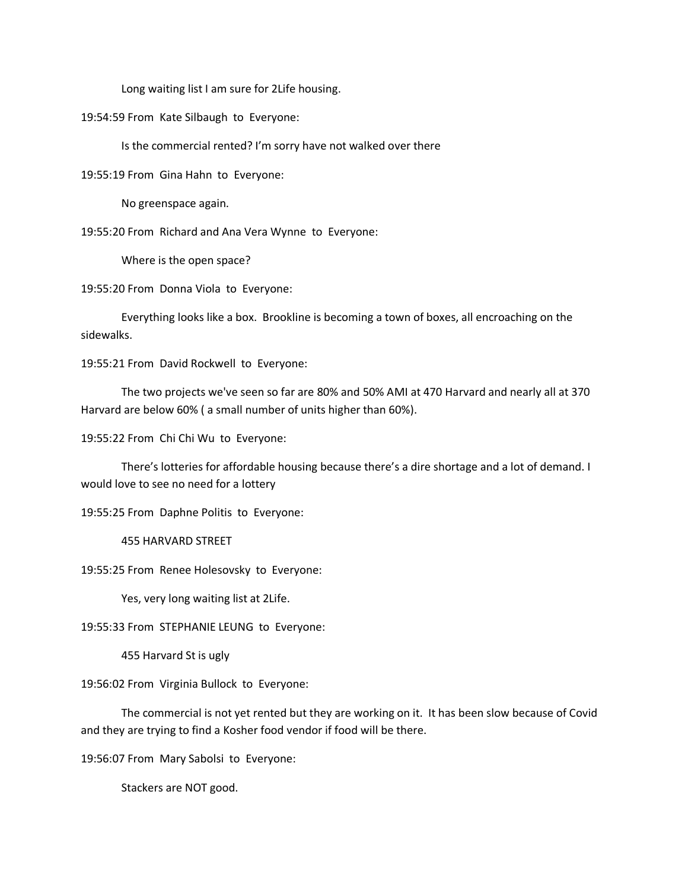Long waiting list I am sure for 2Life housing.

19:54:59 From Kate Silbaugh to Everyone:

Is the commercial rented? I'm sorry have not walked over there

19:55:19 From Gina Hahn to Everyone:

No greenspace again.

19:55:20 From Richard and Ana Vera Wynne to Everyone:

Where is the open space?

19:55:20 From Donna Viola to Everyone:

Everything looks like a box. Brookline is becoming a town of boxes, all encroaching on the sidewalks.

19:55:21 From David Rockwell to Everyone:

The two projects we've seen so far are 80% and 50% AMI at 470 Harvard and nearly all at 370 Harvard are below 60% ( a small number of units higher than 60%).

19:55:22 From Chi Chi Wu to Everyone:

There's lotteries for affordable housing because there's a dire shortage and a lot of demand. I would love to see no need for a lottery

19:55:25 From Daphne Politis to Everyone:

455 HARVARD STREET

19:55:25 From Renee Holesovsky to Everyone:

Yes, very long waiting list at 2Life.

19:55:33 From STEPHANIE LEUNG to Everyone:

455 Harvard St is ugly

19:56:02 From Virginia Bullock to Everyone:

The commercial is not yet rented but they are working on it. It has been slow because of Covid and they are trying to find a Kosher food vendor if food will be there.

19:56:07 From Mary Sabolsi to Everyone:

Stackers are NOT good.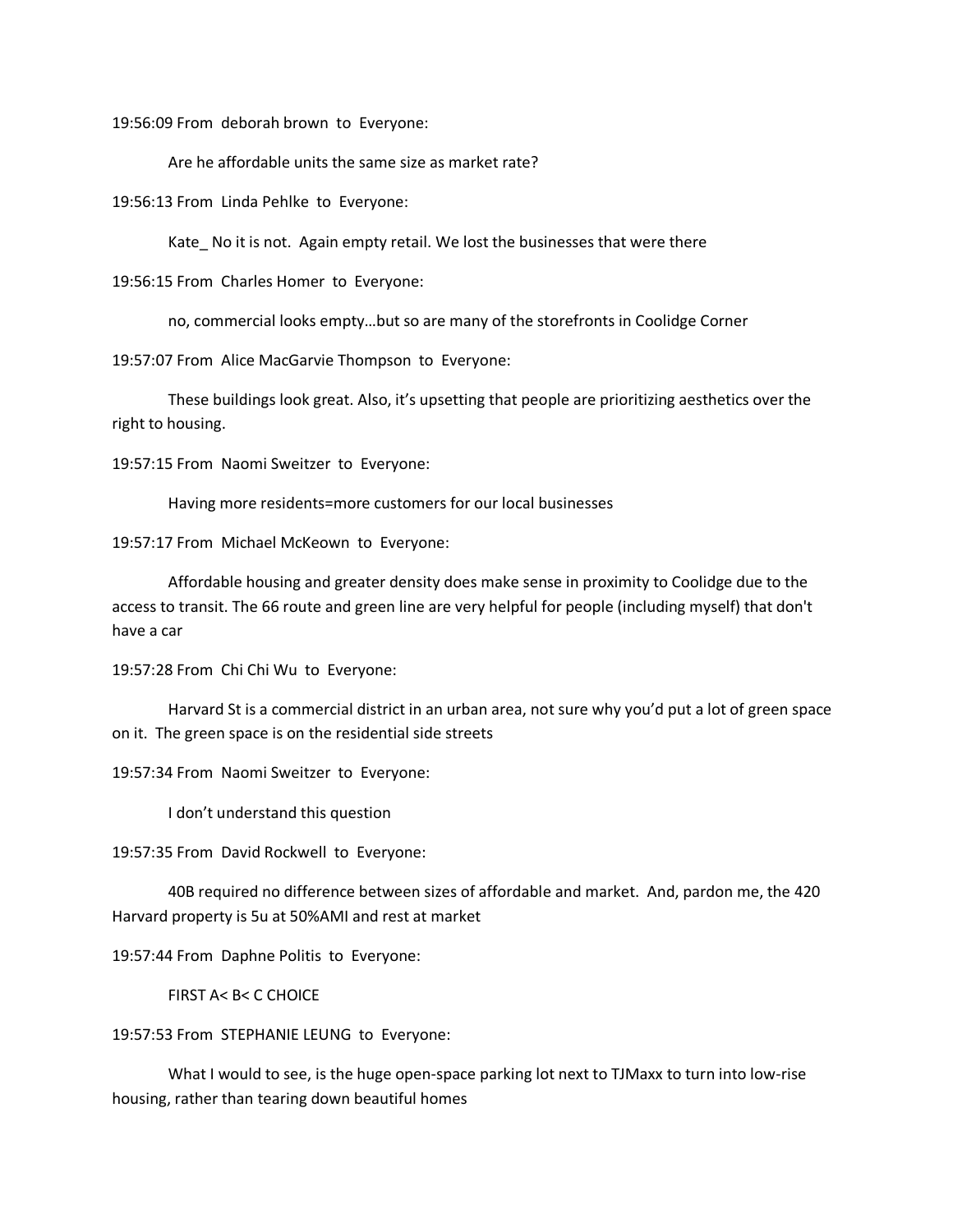19:56:09 From deborah brown to Everyone:

Are he affordable units the same size as market rate?

19:56:13 From Linda Pehlke to Everyone:

Kate_ No it is not. Again empty retail. We lost the businesses that were there

19:56:15 From Charles Homer to Everyone:

no, commercial looks empty…but so are many of the storefronts in Coolidge Corner

19:57:07 From Alice MacGarvie Thompson to Everyone:

These buildings look great. Also, it's upsetting that people are prioritizing aesthetics over the right to housing.

19:57:15 From Naomi Sweitzer to Everyone:

Having more residents=more customers for our local businesses

19:57:17 From Michael McKeown to Everyone:

Affordable housing and greater density does make sense in proximity to Coolidge due to the access to transit. The 66 route and green line are very helpful for people (including myself) that don't have a car

19:57:28 From Chi Chi Wu to Everyone:

Harvard St is a commercial district in an urban area, not sure why you'd put a lot of green space on it. The green space is on the residential side streets

19:57:34 From Naomi Sweitzer to Everyone:

I don't understand this question

19:57:35 From David Rockwell to Everyone:

40B required no difference between sizes of affordable and market. And, pardon me, the 420 Harvard property is 5u at 50%AMI and rest at market

19:57:44 From Daphne Politis to Everyone:

FIRST A< B< C CHOICE

19:57:53 From STEPHANIE LEUNG to Everyone:

What I would to see, is the huge open-space parking lot next to TJMaxx to turn into low-rise housing, rather than tearing down beautiful homes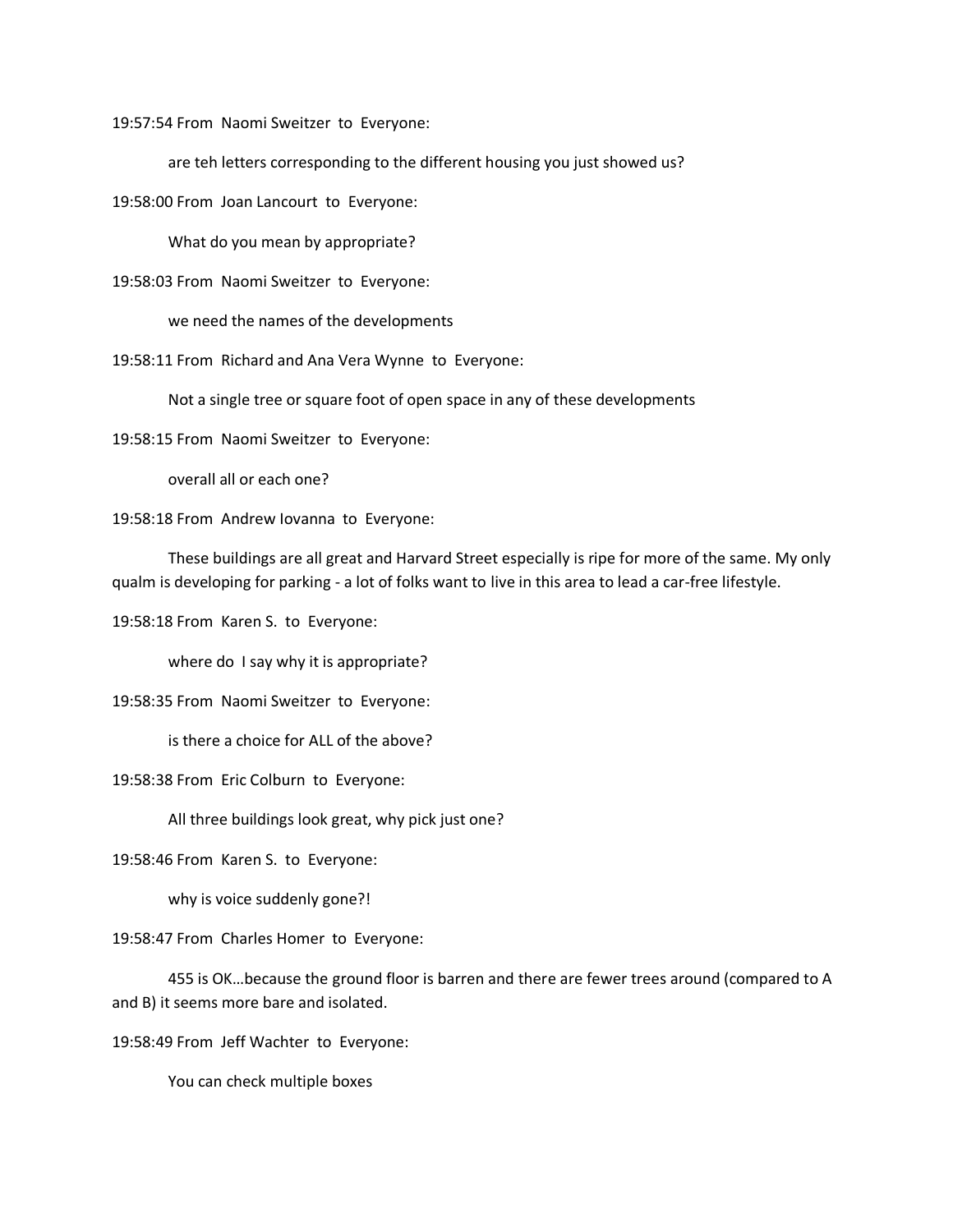19:57:54 From Naomi Sweitzer to Everyone:

are teh letters corresponding to the different housing you just showed us?

19:58:00 From Joan Lancourt to Everyone:

What do you mean by appropriate?

19:58:03 From Naomi Sweitzer to Everyone:

we need the names of the developments

19:58:11 From Richard and Ana Vera Wynne to Everyone:

Not a single tree or square foot of open space in any of these developments

19:58:15 From Naomi Sweitzer to Everyone:

overall all or each one?

19:58:18 From Andrew Iovanna to Everyone:

These buildings are all great and Harvard Street especially is ripe for more of the same. My only qualm is developing for parking - a lot of folks want to live in this area to lead a car-free lifestyle.

19:58:18 From Karen S. to Everyone:

where do I say why it is appropriate?

19:58:35 From Naomi Sweitzer to Everyone:

is there a choice for ALL of the above?

19:58:38 From Eric Colburn to Everyone:

All three buildings look great, why pick just one?

19:58:46 From Karen S. to Everyone:

why is voice suddenly gone?!

19:58:47 From Charles Homer to Everyone:

455 is OK…because the ground floor is barren and there are fewer trees around (compared to A and B) it seems more bare and isolated.

19:58:49 From Jeff Wachter to Everyone:

You can check multiple boxes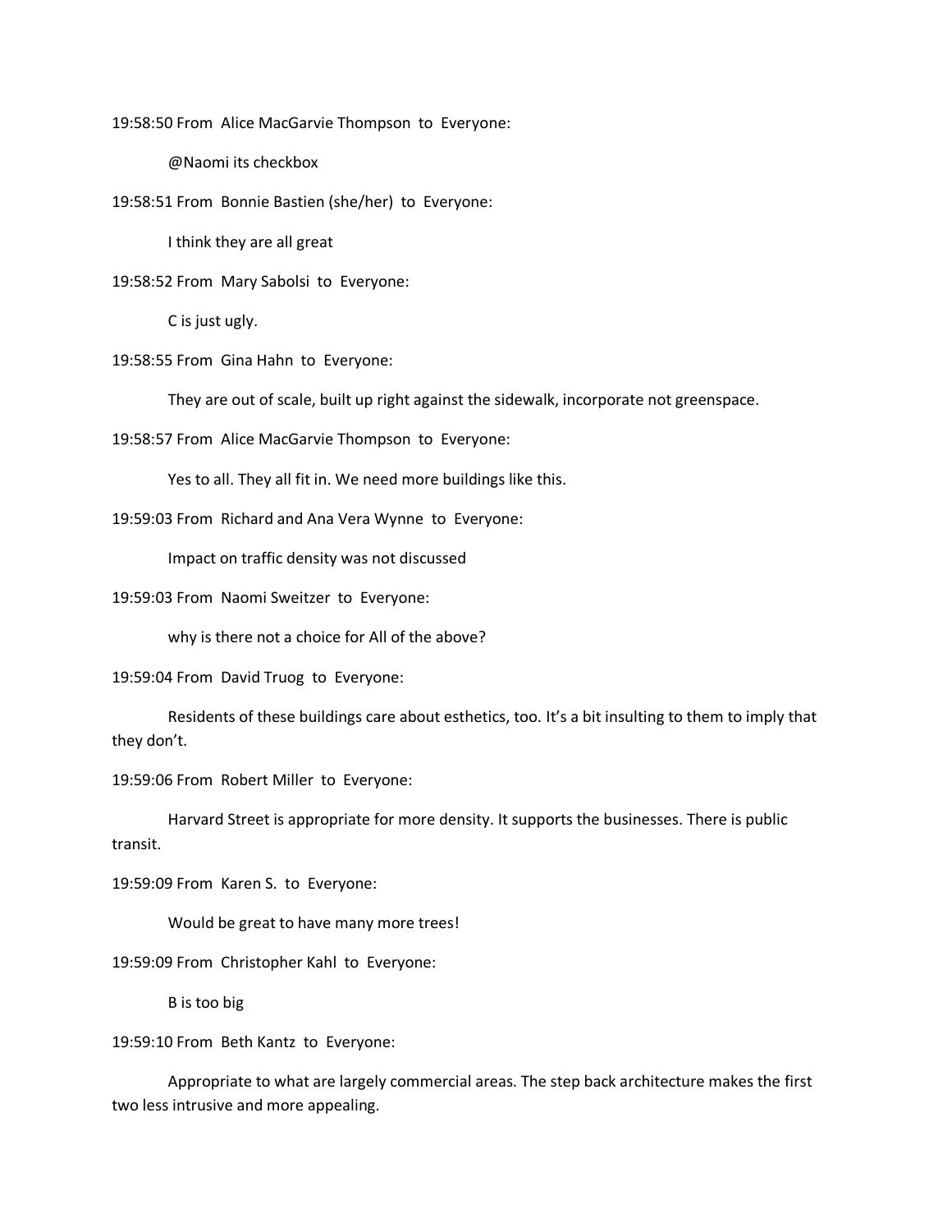19:58:50 From Alice MacGarvie Thompson to Everyone:

@Naomi its checkbox

19:58:51 From Bonnie Bastien (she/her) to Everyone:

I think they are all great

19:58:52 From Mary Sabolsi to Everyone:

C is just ugly.

19:58:55 From Gina Hahn to Everyone:

They are out of scale, built up right against the sidewalk, incorporate not greenspace.

19:58:57 From Alice MacGarvie Thompson to Everyone:

Yes to all. They all fit in. We need more buildings like this.

19:59:03 From Richard and Ana Vera Wynne to Everyone:

Impact on traffic density was not discussed

19:59:03 From Naomi Sweitzer to Everyone:

why is there not a choice for All of the above?

19:59:04 From David Truog to Everyone:

Residents of these buildings care about esthetics, too. It's a bit insulting to them to imply that they don't.

19:59:06 From Robert Miller to Everyone:

Harvard Street is appropriate for more density. It supports the businesses. There is public transit.

19:59:09 From Karen S. to Everyone:

Would be great to have many more trees!

19:59:09 From Christopher Kahl to Everyone:

B is too big

19:59:10 From Beth Kantz to Everyone:

Appropriate to what are largely commercial areas. The step back architecture makes the first two less intrusive and more appealing.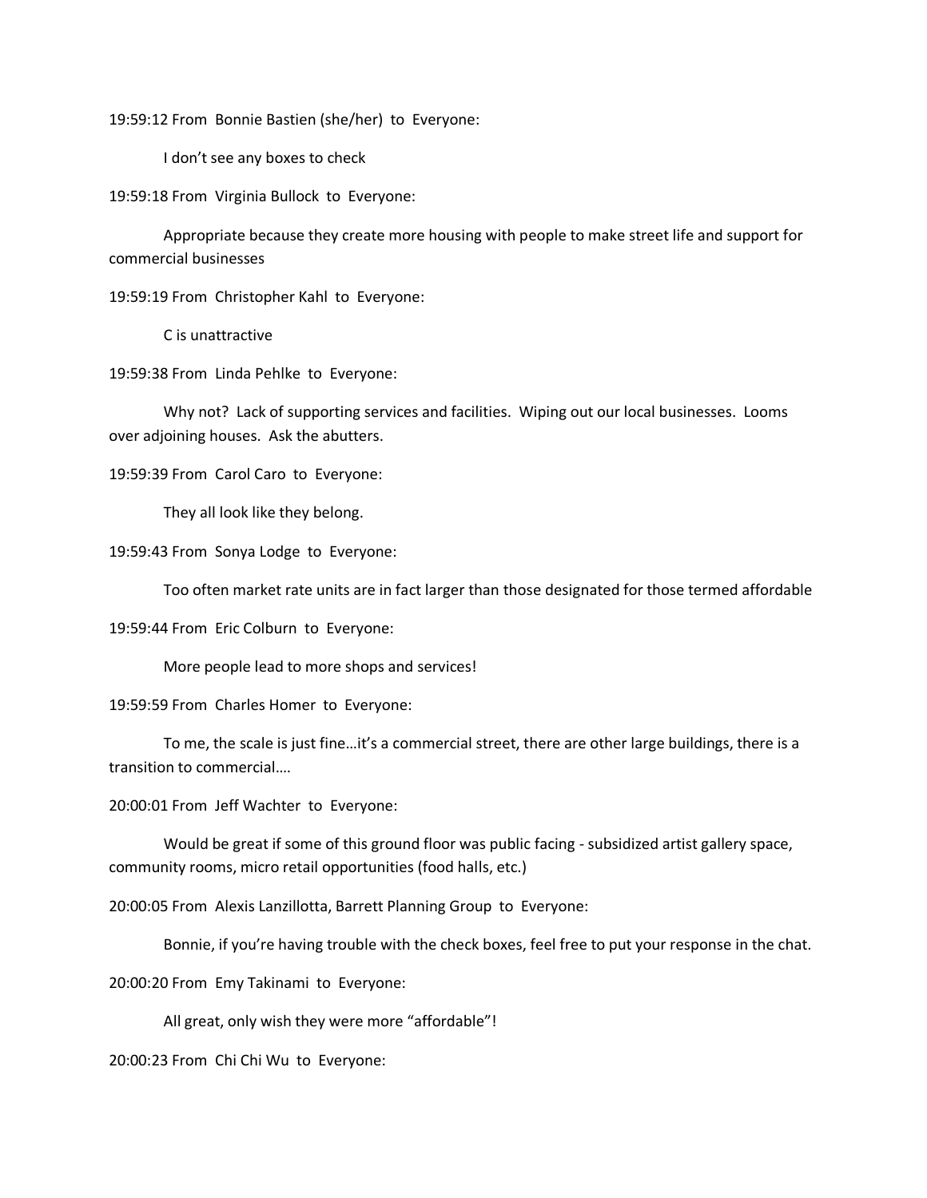19:59:12 From Bonnie Bastien (she/her) to Everyone:

I don't see any boxes to check

19:59:18 From Virginia Bullock to Everyone:

Appropriate because they create more housing with people to make street life and support for commercial businesses

19:59:19 From Christopher Kahl to Everyone:

C is unattractive

19:59:38 From Linda Pehlke to Everyone:

Why not? Lack of supporting services and facilities. Wiping out our local businesses. Looms over adjoining houses. Ask the abutters.

19:59:39 From Carol Caro to Everyone:

They all look like they belong.

19:59:43 From Sonya Lodge to Everyone:

Too often market rate units are in fact larger than those designated for those termed affordable

19:59:44 From Eric Colburn to Everyone:

More people lead to more shops and services!

19:59:59 From Charles Homer to Everyone:

To me, the scale is just fine…it's a commercial street, there are other large buildings, there is a transition to commercial….

20:00:01 From Jeff Wachter to Everyone:

Would be great if some of this ground floor was public facing - subsidized artist gallery space, community rooms, micro retail opportunities (food halls, etc.)

20:00:05 From Alexis Lanzillotta, Barrett Planning Group to Everyone:

Bonnie, if you're having trouble with the check boxes, feel free to put your response in the chat.

20:00:20 From Emy Takinami to Everyone:

All great, only wish they were more "affordable"!

20:00:23 From Chi Chi Wu to Everyone: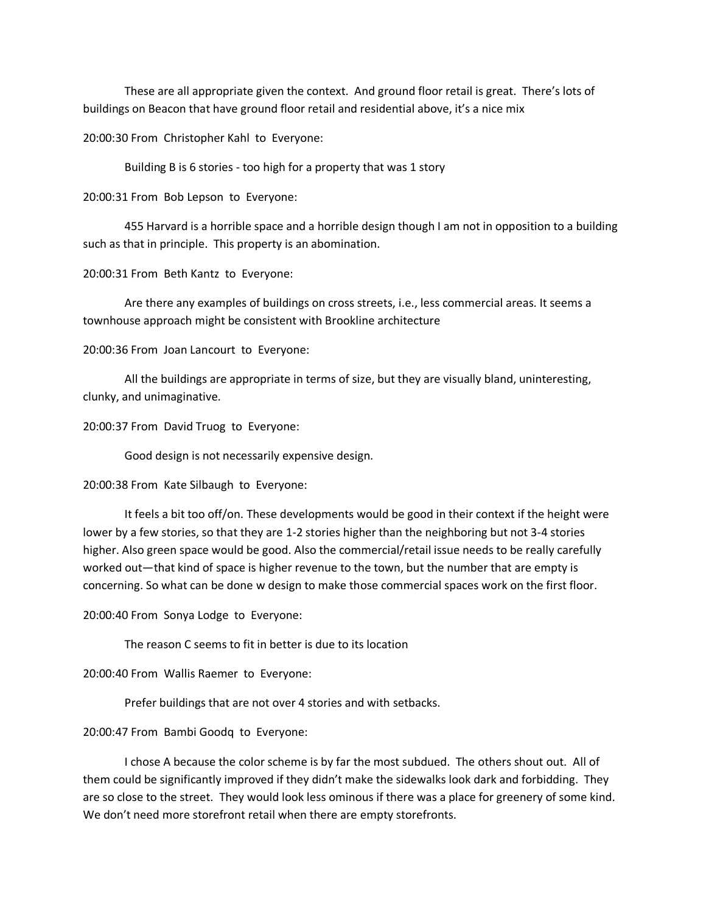These are all appropriate given the context.  And ground floor retail is great.  There's lots of buildings on Beacon that have ground floor retail and residential above, it's a nice mix

20:00:30 From  Christopher Kahl  to  Everyone:

Building B is 6 stories - too high for a property that was 1 story

20:00:31 From  Bob Lepson  to  Everyone:

455 Harvard is a horrible space and a horrible design though I am not in opposition to a building such as that in principle.  This property is an abomination.

20:00:31 From  Beth Kantz  to  Everyone:

Are there any examples of buildings on cross streets, i.e., less commercial areas. It seems a townhouse approach might be consistent with Brookline architecture

20:00:36 From  Joan Lancourt  to  Everyone:

All the buildings are appropriate in terms of size, but they are visually bland, uninteresting, clunky, and unimaginative.

20:00:37 From  David Truog  to  Everyone:

Good design is not necessarily expensive design.

20:00:38 From  Kate Silbaugh  to  Everyone:

It feels a bit too off/on. These developments would be good in their context if the height were lower by a few stories, so that they are 1-2 stories higher than the neighboring but not 3-4 stories higher. Also green space would be good. Also the commercial/retail issue needs to be really carefully worked out—that kind of space is higher revenue to the town, but the number that are empty is concerning. So what can be done w design to make those commercial spaces work on the first floor.

20:00:40 From  Sonya Lodge  to  Everyone:

The reason C seems to fit in better is due to its location

20:00:40 From  Wallis Raemer  to  Everyone:

Prefer buildings that are not over 4 stories and with setbacks.

20:00:47 From  Bambi Goodq  to  Everyone:

I chose A because the color scheme is by far the most subdued.  The others shout out.  All of them could be significantly improved if they didn't make the sidewalks look dark and forbidding.  They are so close to the street.  They would look less ominous if there was a place for greenery of some kind.  We don't need more storefront retail when there are empty storefronts.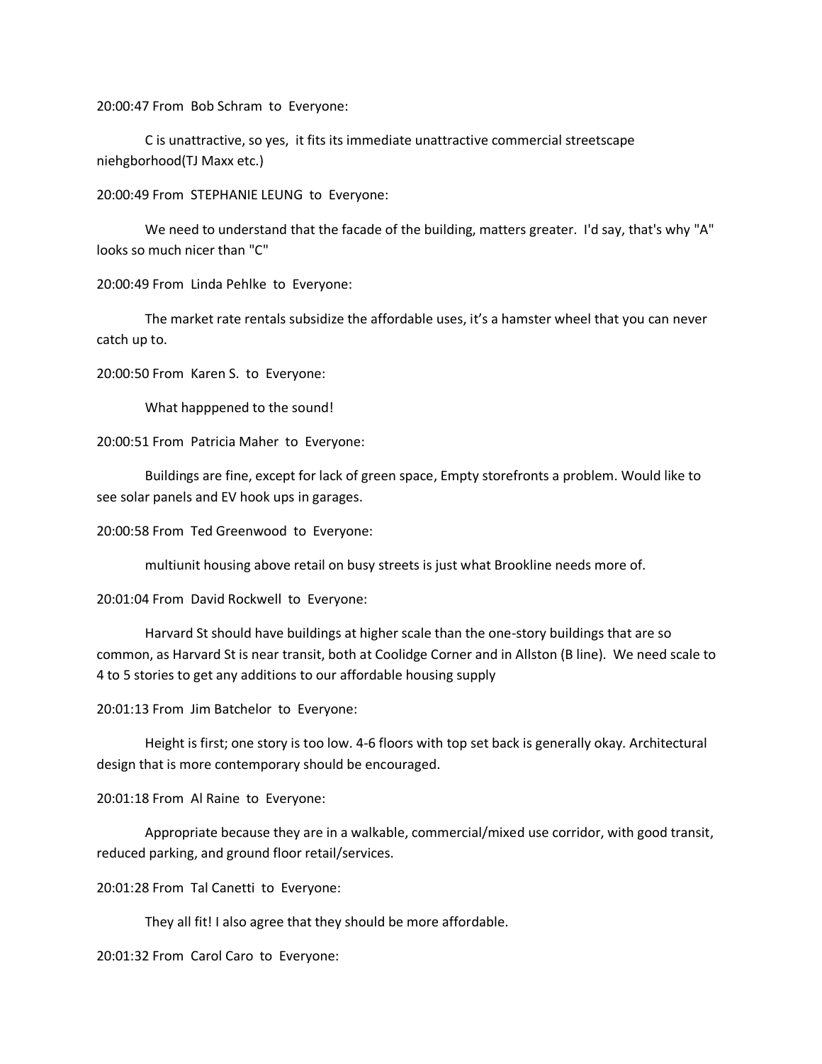20:00:47 From Bob Schram to Everyone:

C is unattractive, so yes, it fits its immediate unattractive commercial streetscape niehgborhood(TJ Maxx etc.)

20:00:49 From STEPHANIE LEUNG to Everyone:

We need to understand that the facade of the building, matters greater. I'd say, that's why "A" looks so much nicer than "C"

20:00:49 From Linda Pehlke to Everyone:

The market rate rentals subsidize the affordable uses, it's a hamster wheel that you can never catch up to.

20:00:50 From Karen S. to Everyone:

What happpened to the sound!

20:00:51 From Patricia Maher to Everyone:

Buildings are fine, except for lack of green space, Empty storefronts a problem. Would like to see solar panels and EV hook ups in garages.

20:00:58 From Ted Greenwood to Everyone:

multiunit housing above retail on busy streets is just what Brookline needs more of.

20:01:04 From David Rockwell to Everyone:

Harvard St should have buildings at higher scale than the one-story buildings that are so common, as Harvard St is near transit, both at Coolidge Corner and in Allston (B line). We need scale to 4 to 5 stories to get any additions to our affordable housing supply

20:01:13 From Jim Batchelor to Everyone:

Height is first; one story is too low. 4-6 floors with top set back is generally okay. Architectural design that is more contemporary should be encouraged.

20:01:18 From Al Raine to Everyone:

Appropriate because they are in a walkable, commercial/mixed use corridor, with good transit, reduced parking, and ground floor retail/services.

20:01:28 From Tal Canetti to Everyone:

They all fit! I also agree that they should be more affordable.

20:01:32 From Carol Caro to Everyone: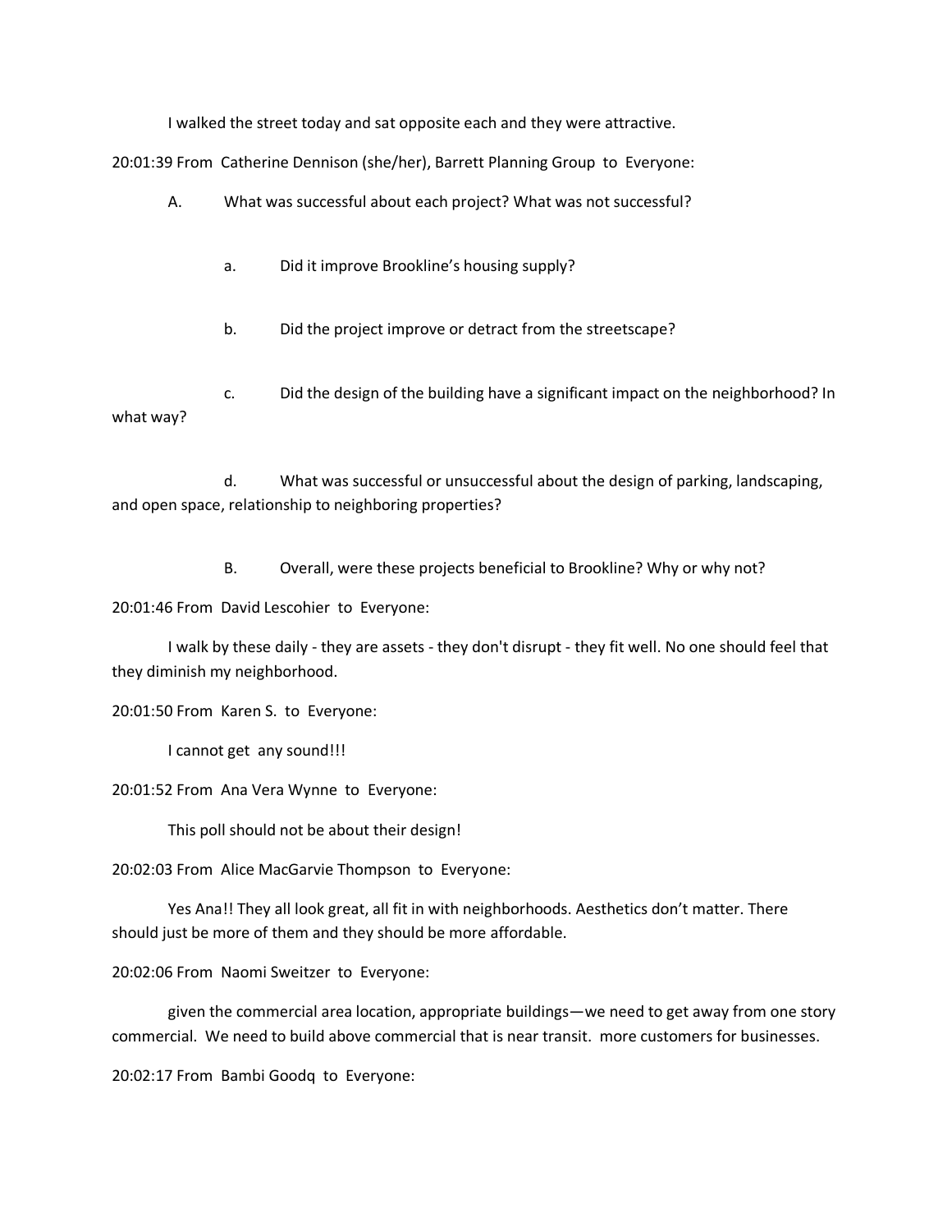I walked the street today and sat opposite each and they were attractive.

20:01:39 From Catherine Dennison (she/her), Barrett Planning Group to Everyone:

A. What was successful about each project? What was not successful?

a. Did it improve Brookline's housing supply?

b. Did the project improve or detract from the streetscape?

c. Did the design of the building have a significant impact on the neighborhood? In what way?

d. What was successful or unsuccessful about the design of parking, landscaping, and open space, relationship to neighboring properties?

B. Overall, were these projects beneficial to Brookline? Why or why not?

20:01:46 From David Lescohier to Everyone:

I walk by these daily - they are assets - they don't disrupt - they fit well. No one should feel that they diminish my neighborhood.

20:01:50 From Karen S. to Everyone:

I cannot get any sound!!!

20:01:52 From Ana Vera Wynne to Everyone:

This poll should not be about their design!

20:02:03 From Alice MacGarvie Thompson to Everyone:

Yes Ana!! They all look great, all fit in with neighborhoods. Aesthetics don't matter. There should just be more of them and they should be more affordable.

20:02:06 From Naomi Sweitzer to Everyone:

given the commercial area location, appropriate buildings—we need to get away from one story commercial. We need to build above commercial that is near transit. more customers for businesses.

20:02:17 From Bambi Goodq to Everyone: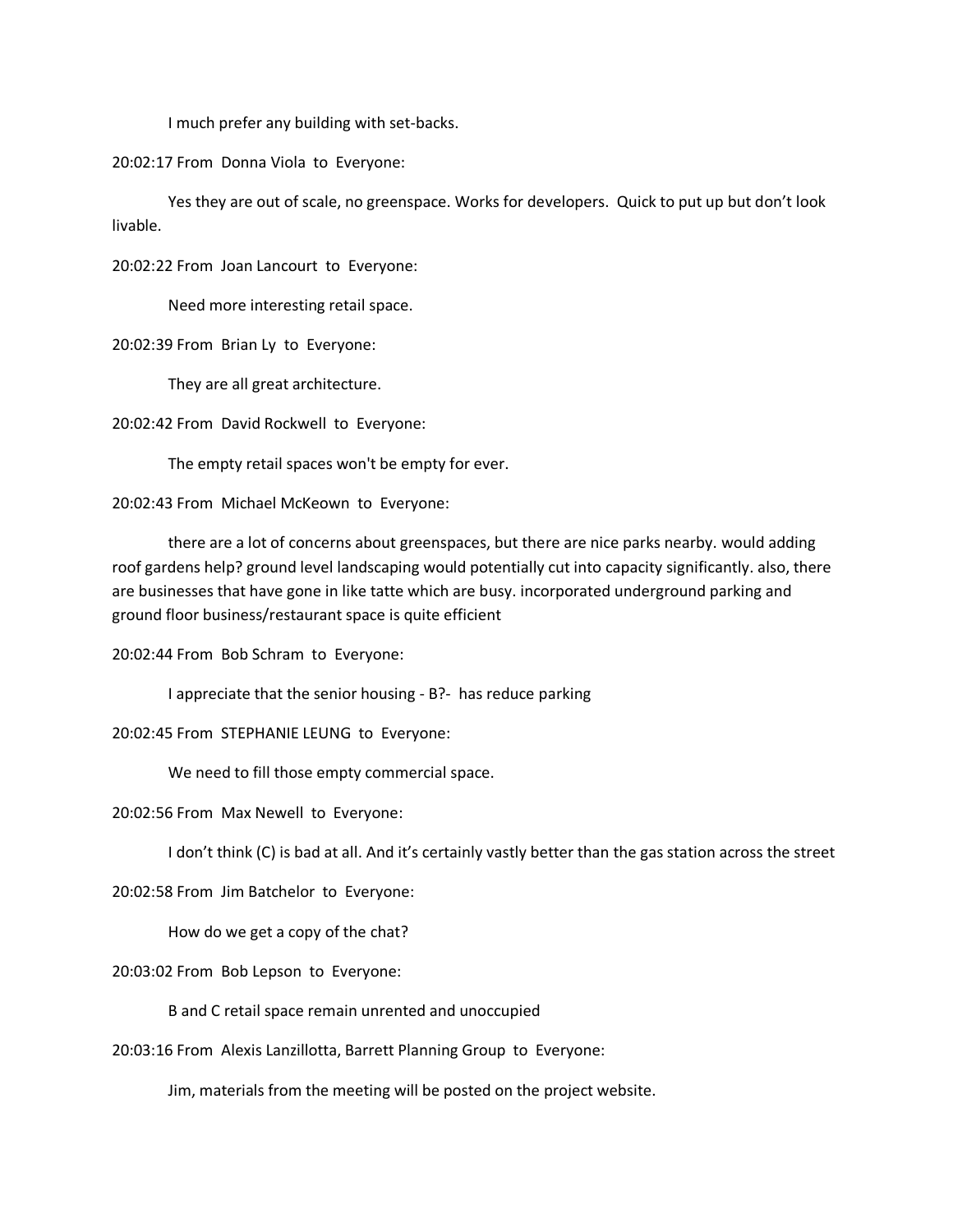I much prefer any building with set-backs.

20:02:17 From Donna Viola to Everyone:

Yes they are out of scale, no greenspace. Works for developers. Quick to put up but don't look livable.

20:02:22 From Joan Lancourt to Everyone:

Need more interesting retail space.

20:02:39 From Brian Ly to Everyone:

They are all great architecture.

20:02:42 From David Rockwell to Everyone:

The empty retail spaces won't be empty for ever.

20:02:43 From Michael McKeown to Everyone:

there are a lot of concerns about greenspaces, but there are nice parks nearby. would adding roof gardens help? ground level landscaping would potentially cut into capacity significantly. also, there are businesses that have gone in like tatte which are busy. incorporated underground parking and ground floor business/restaurant space is quite efficient

20:02:44 From Bob Schram to Everyone:

I appreciate that the senior housing - B?- has reduce parking

20:02:45 From STEPHANIE LEUNG to Everyone:

We need to fill those empty commercial space.

20:02:56 From Max Newell to Everyone:

I don't think (C) is bad at all. And it's certainly vastly better than the gas station across the street

20:02:58 From Jim Batchelor to Everyone:

How do we get a copy of the chat?

20:03:02 From Bob Lepson to Everyone:

B and C retail space remain unrented and unoccupied

20:03:16 From Alexis Lanzillotta, Barrett Planning Group to Everyone:

Jim, materials from the meeting will be posted on the project website.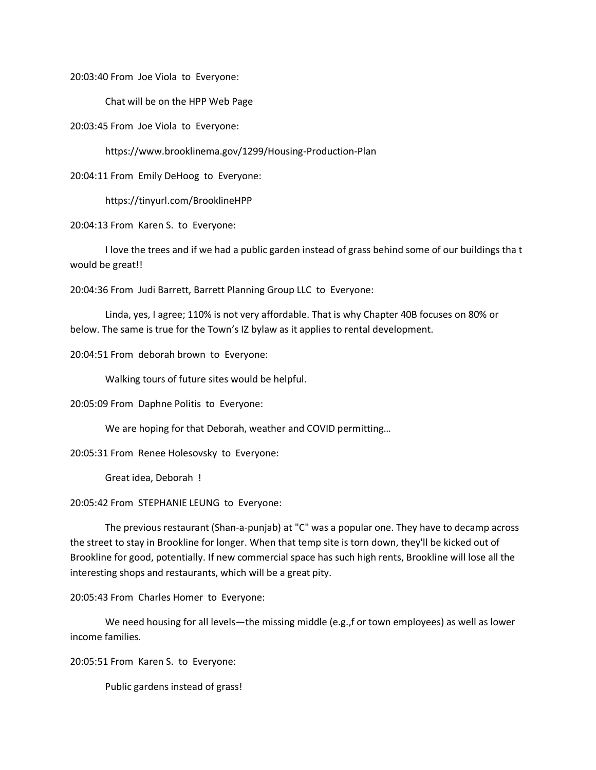20:03:40 From Joe Viola to Everyone:

Chat will be on the HPP Web Page

20:03:45 From Joe Viola to Everyone:

https://www.brooklinema.gov/1299/Housing-Production-Plan

20:04:11 From Emily DeHoog to Everyone:

https://tinyurl.com/BrooklineHPP

20:04:13 From Karen S. to Everyone:

I love the trees and if we had a public garden instead of grass behind some of our buildings tha t would be great!!

20:04:36 From Judi Barrett, Barrett Planning Group LLC to Everyone:

Linda, yes, I agree; 110% is not very affordable. That is why Chapter 40B focuses on 80% or below. The same is true for the Town's IZ bylaw as it applies to rental development.

20:04:51 From deborah brown to Everyone:

Walking tours of future sites would be helpful.

20:05:09 From Daphne Politis to Everyone:

We are hoping for that Deborah, weather and COVID permitting…

20:05:31 From Renee Holesovsky to Everyone:

Great idea, Deborah !

20:05:42 From STEPHANIE LEUNG to Everyone:

The previous restaurant (Shan-a-punjab) at "C" was a popular one. They have to decamp across the street to stay in Brookline for longer. When that temp site is torn down, they'll be kicked out of Brookline for good, potentially. If new commercial space has such high rents, Brookline will lose all the interesting shops and restaurants, which will be a great pity.

20:05:43 From Charles Homer to Everyone:

We need housing for all levels—the missing middle (e.g.,f or town employees) as well as lower income families.

20:05:51 From Karen S. to Everyone:

Public gardens instead of grass!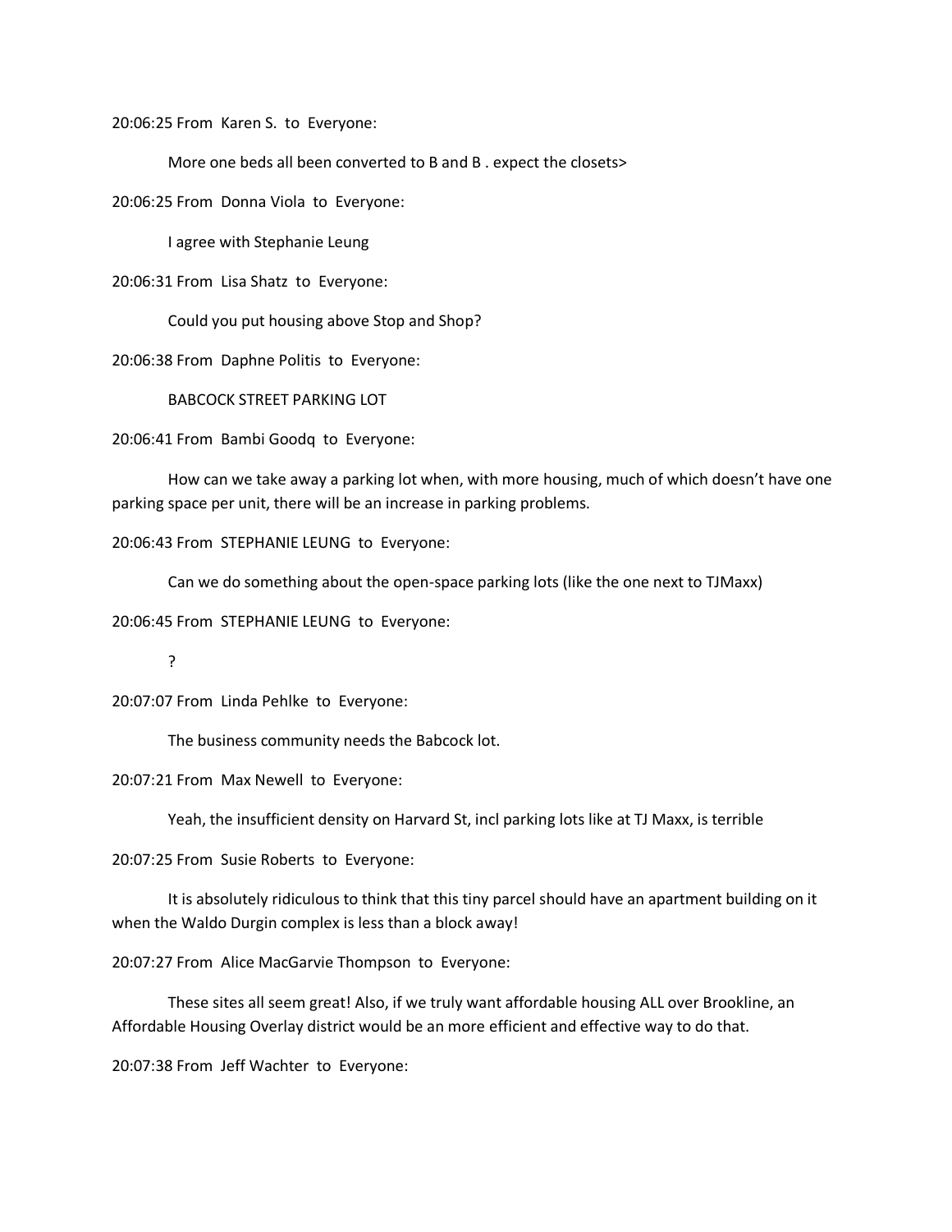20:06:25 From Karen S. to Everyone:

More one beds all been converted to B and B . expect the closets>

20:06:25 From Donna Viola to Everyone:

I agree with Stephanie Leung

20:06:31 From Lisa Shatz to Everyone:

Could you put housing above Stop and Shop?

20:06:38 From Daphne Politis to Everyone:

BABCOCK STREET PARKING LOT

20:06:41 From Bambi Goodq to Everyone:

How can we take away a parking lot when, with more housing, much of which doesn't have one parking space per unit, there will be an increase in parking problems.

20:06:43 From STEPHANIE LEUNG to Everyone:

Can we do something about the open-space parking lots (like the one next to TJMaxx)

20:06:45 From STEPHANIE LEUNG to Everyone:

?

20:07:07 From Linda Pehlke to Everyone:

The business community needs the Babcock lot.

20:07:21 From Max Newell to Everyone:

Yeah, the insufficient density on Harvard St, incl parking lots like at TJ Maxx, is terrible

20:07:25 From Susie Roberts to Everyone:

It is absolutely ridiculous to think that this tiny parcel should have an apartment building on it when the Waldo Durgin complex is less than a block away!

20:07:27 From Alice MacGarvie Thompson to Everyone:

These sites all seem great! Also, if we truly want affordable housing ALL over Brookline, an Affordable Housing Overlay district would be an more efficient and effective way to do that.

20:07:38 From Jeff Wachter to Everyone: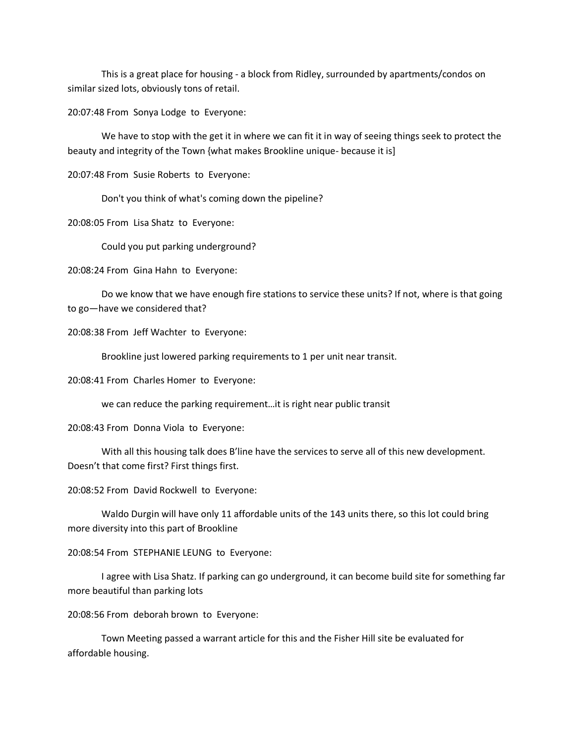This is a great place for housing - a block from Ridley, surrounded by apartments/condos on similar sized lots, obviously tons of retail.

20:07:48 From Sonya Lodge to Everyone:

We have to stop with the get it in where we can fit it in way of seeing things seek to protect the beauty and integrity of the Town {what makes Brookline unique- because it is]

20:07:48 From Susie Roberts to Everyone:

Don't you think of what's coming down the pipeline?

20:08:05 From Lisa Shatz to Everyone:

Could you put parking underground?

20:08:24 From Gina Hahn to Everyone:

Do we know that we have enough fire stations to service these units? If not, where is that going to go—have we considered that?

20:08:38 From Jeff Wachter to Everyone:

Brookline just lowered parking requirements to 1 per unit near transit.

20:08:41 From Charles Homer to Everyone:

we can reduce the parking requirement…it is right near public transit

20:08:43 From Donna Viola to Everyone:

With all this housing talk does B'line have the services to serve all of this new development. Doesn't that come first? First things first.

20:08:52 From David Rockwell to Everyone:

Waldo Durgin will have only 11 affordable units of the 143 units there, so this lot could bring more diversity into this part of Brookline

20:08:54 From STEPHANIE LEUNG to Everyone:

I agree with Lisa Shatz. If parking can go underground, it can become build site for something far more beautiful than parking lots

20:08:56 From deborah brown to Everyone:

Town Meeting passed a warrant article for this and the Fisher Hill site be evaluated for affordable housing.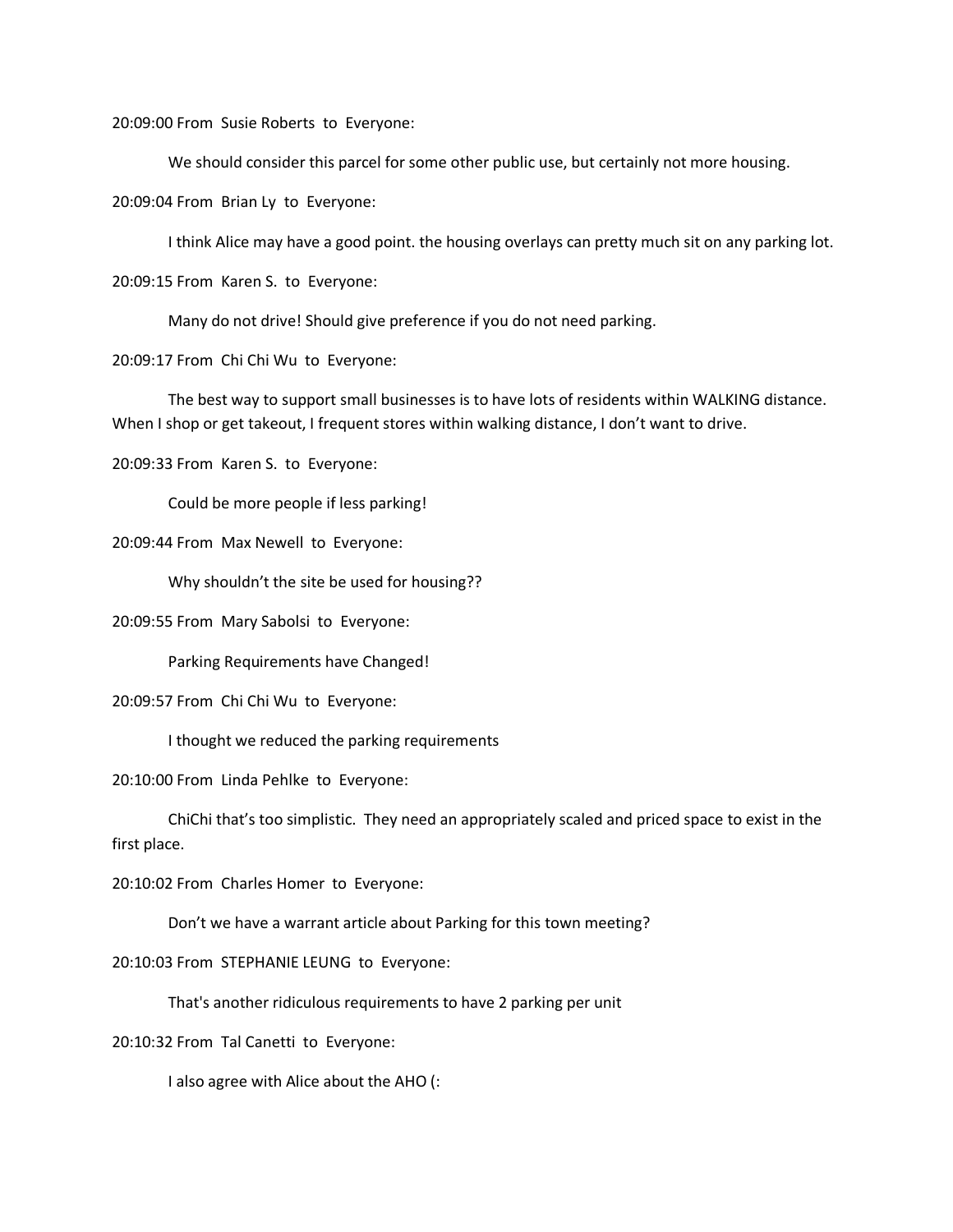20:09:00 From  Susie Roberts  to  Everyone:

We should consider this parcel for some other public use, but certainly not more housing.

20:09:04 From  Brian Ly  to  Everyone:

I think Alice may have a good point. the housing overlays can pretty much sit on any parking lot.

20:09:15 From  Karen S.  to  Everyone:

Many do not drive! Should give preference if you do not need parking.

20:09:17 From  Chi Chi Wu  to  Everyone:

The best way to support small businesses is to have lots of residents within WALKING distance. When I shop or get takeout, I frequent stores within walking distance, I don't want to drive.

20:09:33 From  Karen S.  to  Everyone:

Could be more people if less parking!

20:09:44 From  Max Newell  to  Everyone:

Why shouldn't the site be used for housing??

20:09:55 From  Mary Sabolsi  to  Everyone:

Parking Requirements have Changed!

20:09:57 From  Chi Chi Wu  to  Everyone:

I thought we reduced the parking requirements

20:10:00 From  Linda Pehlke  to  Everyone:

ChiChi that's too simplistic.  They need an appropriately scaled and priced space to exist in the first place.

20:10:02 From  Charles Homer  to  Everyone:

Don't we have a warrant article about Parking for this town meeting?

20:10:03 From  STEPHANIE LEUNG  to  Everyone:

That's another ridiculous requirements to have 2 parking per unit

20:10:32 From  Tal Canetti  to  Everyone:

I also agree with Alice about the AHO (: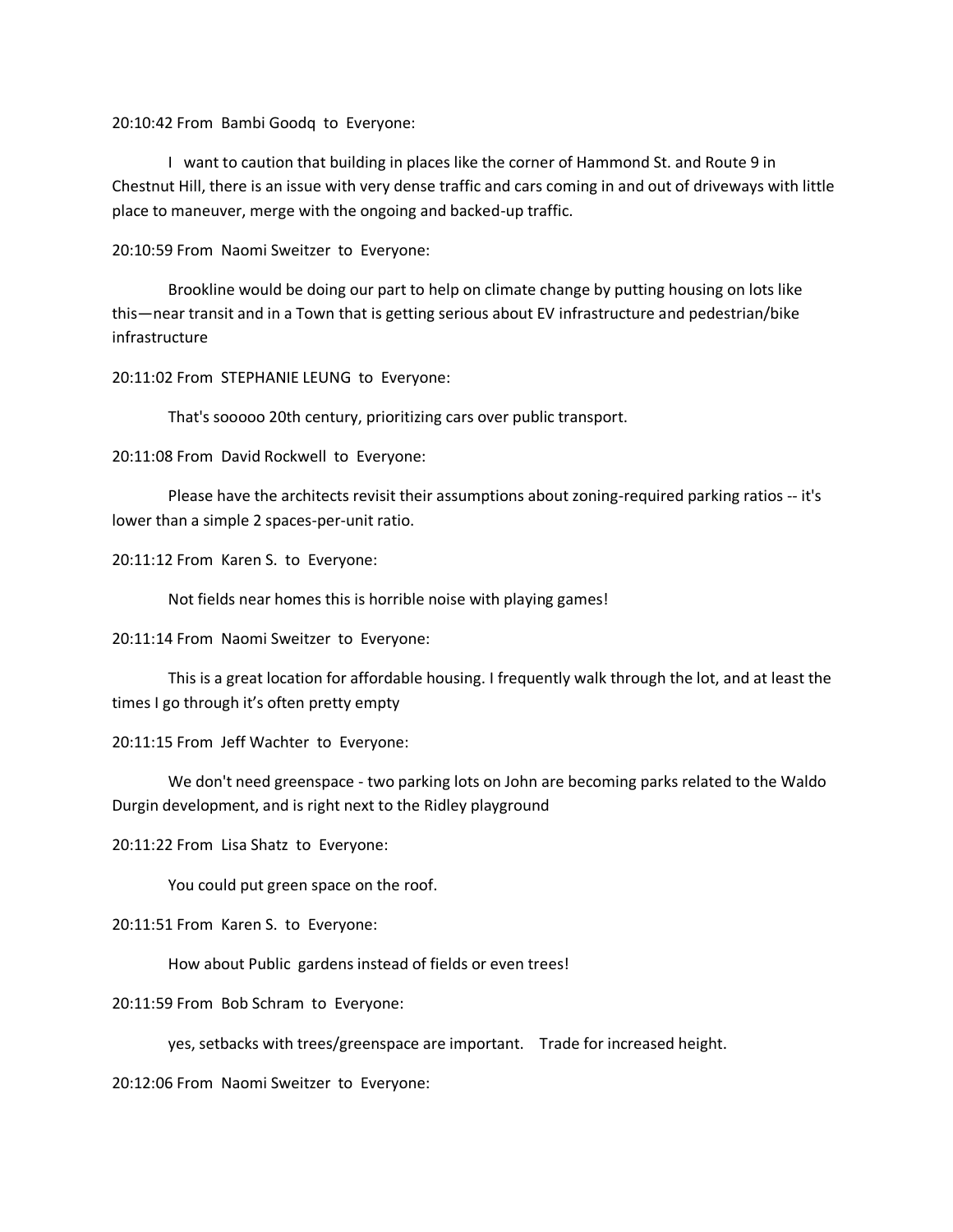20:10:42 From  Bambi Goodq  to  Everyone:

I  want to caution that building in places like the corner of Hammond St. and Route 9 in Chestnut Hill, there is an issue with very dense traffic and cars coming in and out of driveways with little place to maneuver, merge with the ongoing and backed-up traffic.

20:10:59 From  Naomi Sweitzer  to  Everyone:

Brookline would be doing our part to help on climate change by putting housing on lots like this—near transit and in a Town that is getting serious about EV infrastructure and pedestrian/bike infrastructure

20:11:02 From  STEPHANIE LEUNG  to  Everyone:

That's sooooo 20th century, prioritizing cars over public transport.

20:11:08 From  David Rockwell  to  Everyone:

Please have the architects revisit their assumptions about zoning-required parking ratios -- it's lower than a simple 2 spaces-per-unit ratio.

20:11:12 From  Karen S.  to  Everyone:

Not fields near homes this is horrible noise with playing games!

20:11:14 From  Naomi Sweitzer  to  Everyone:

This is a great location for affordable housing. I frequently walk through the lot, and at least the times I go through it's often pretty empty

20:11:15 From  Jeff Wachter  to  Everyone:

We don't need greenspace - two parking lots on John are becoming parks related to the Waldo Durgin development, and is right next to the Ridley playground

20:11:22 From  Lisa Shatz  to  Everyone:

You could put green space on the roof.

20:11:51 From  Karen S.  to  Everyone:

How about Public  gardens instead of fields or even trees!

20:11:59 From  Bob Schram  to  Everyone:

yes, setbacks with trees/greenspace are important.    Trade for increased height.

20:12:06 From  Naomi Sweitzer  to  Everyone: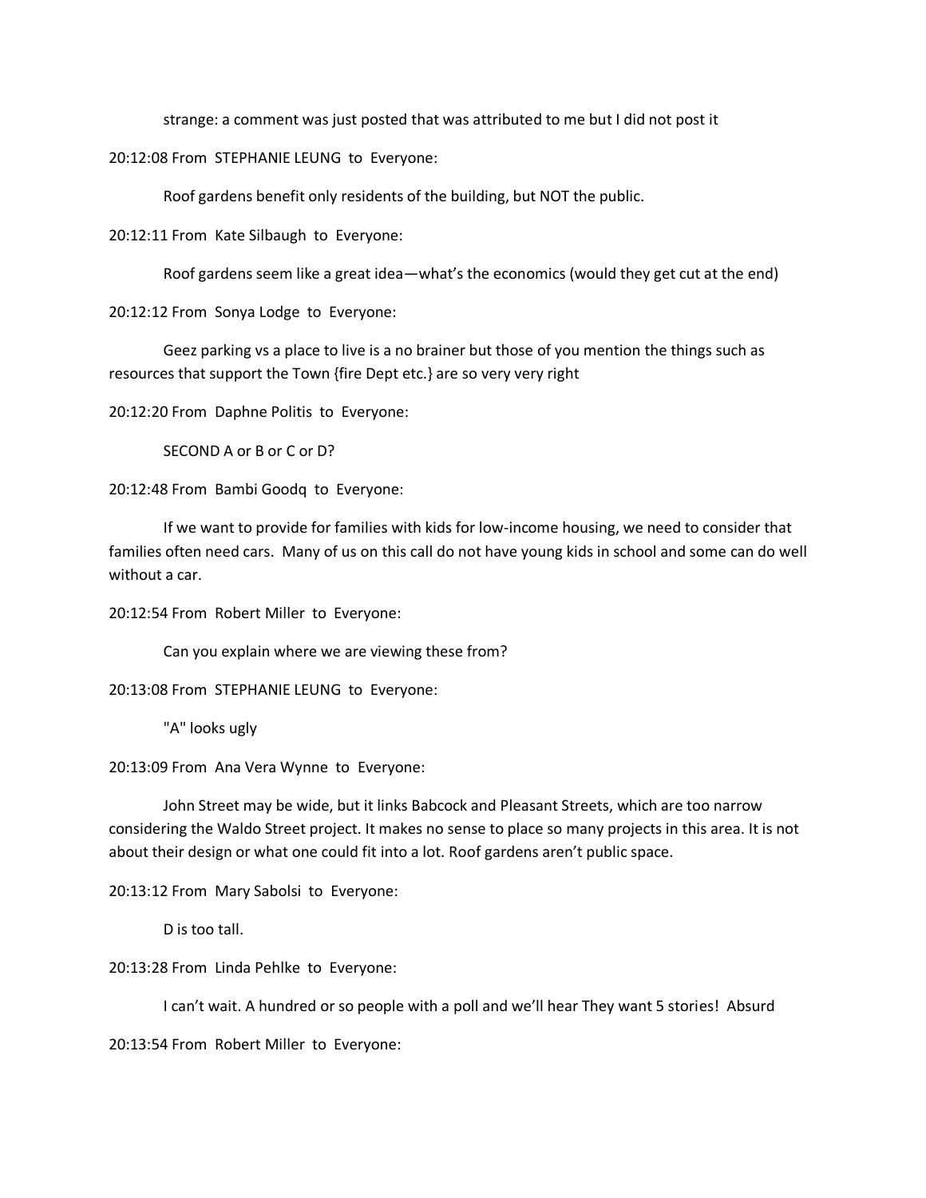strange: a comment was just posted that was attributed to me but I did not post it

20:12:08 From STEPHANIE LEUNG to Everyone:

Roof gardens benefit only residents of the building, but NOT the public.

20:12:11 From Kate Silbaugh to Everyone:

Roof gardens seem like a great idea—what's the economics (would they get cut at the end)

20:12:12 From Sonya Lodge to Everyone:

Geez parking vs a place to live is a no brainer but those of you mention the things such as resources that support the Town {fire Dept etc.} are so very very right

20:12:20 From Daphne Politis to Everyone:

SECOND A or B or C or D?

20:12:48 From Bambi Goodq to Everyone:

If we want to provide for families with kids for low-income housing, we need to consider that families often need cars. Many of us on this call do not have young kids in school and some can do well without a car.

20:12:54 From Robert Miller to Everyone:

Can you explain where we are viewing these from?

20:13:08 From STEPHANIE LEUNG to Everyone:

"A" looks ugly

20:13:09 From Ana Vera Wynne to Everyone:

John Street may be wide, but it links Babcock and Pleasant Streets, which are too narrow considering the Waldo Street project. It makes no sense to place so many projects in this area. It is not about their design or what one could fit into a lot. Roof gardens aren't public space.

20:13:12 From Mary Sabolsi to Everyone:

D is too tall.

20:13:28 From Linda Pehlke to Everyone:

I can't wait. A hundred or so people with a poll and we'll hear They want 5 stories! Absurd

20:13:54 From Robert Miller to Everyone: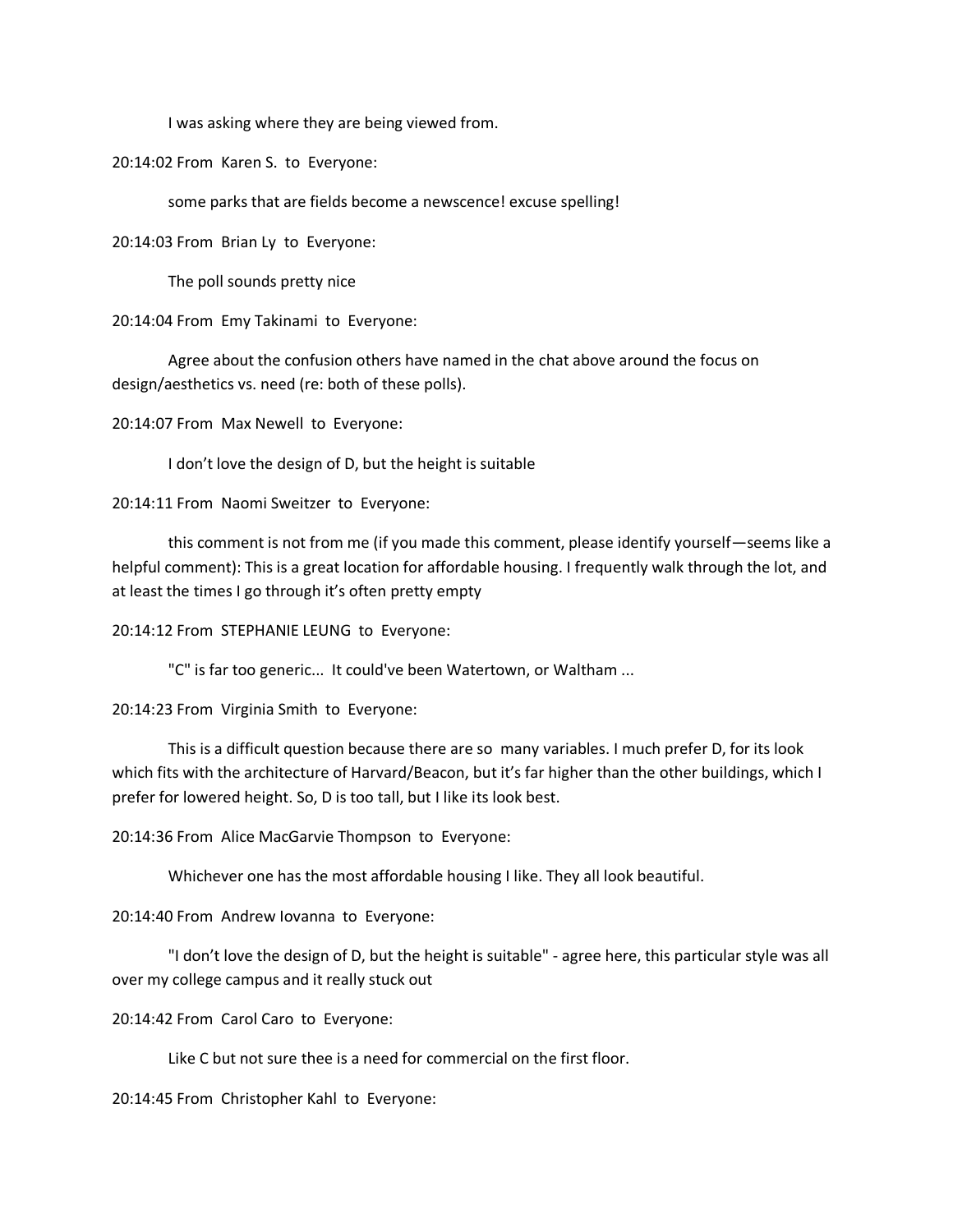I was asking where they are being viewed from.

20:14:02 From Karen S. to Everyone:

some parks that are fields become a newscence! excuse spelling!

20:14:03 From Brian Ly to Everyone:

The poll sounds pretty nice

20:14:04 From Emy Takinami to Everyone:

Agree about the confusion others have named in the chat above around the focus on design/aesthetics vs. need (re: both of these polls).

20:14:07 From Max Newell to Everyone:

I don't love the design of D, but the height is suitable

20:14:11 From Naomi Sweitzer to Everyone:

this comment is not from me (if you made this comment, please identify yourself—seems like a helpful comment): This is a great location for affordable housing. I frequently walk through the lot, and at least the times I go through it's often pretty empty

20:14:12 From STEPHANIE LEUNG to Everyone:

"C" is far too generic... It could've been Watertown, or Waltham ...

20:14:23 From Virginia Smith to Everyone:

This is a difficult question because there are so many variables. I much prefer D, for its look which fits with the architecture of Harvard/Beacon, but it's far higher than the other buildings, which I prefer for lowered height. So, D is too tall, but I like its look best.

20:14:36 From Alice MacGarvie Thompson to Everyone:

Whichever one has the most affordable housing I like. They all look beautiful.

20:14:40 From Andrew Iovanna to Everyone:

"I don't love the design of D, but the height is suitable" - agree here, this particular style was all over my college campus and it really stuck out

20:14:42 From Carol Caro to Everyone:

Like C but not sure thee is a need for commercial on the first floor.

20:14:45 From Christopher Kahl to Everyone: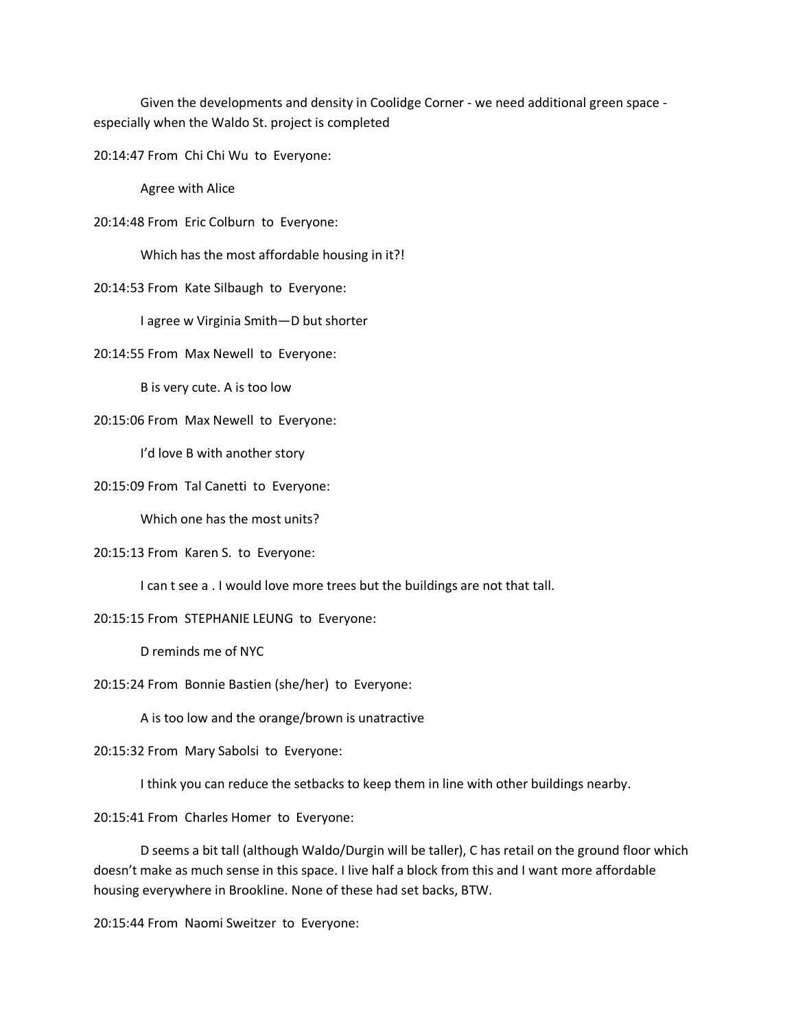Given the developments and density in Coolidge Corner - we need additional green space - especially when the Waldo St. project is completed

20:14:47 From Chi Chi Wu to Everyone:

Agree with Alice

20:14:48 From Eric Colburn to Everyone:

Which has the most affordable housing in it?!

20:14:53 From Kate Silbaugh to Everyone:

I agree w Virginia Smith—D but shorter

20:14:55 From Max Newell to Everyone:

B is very cute. A is too low

20:15:06 From Max Newell to Everyone:

I'd love B with another story

20:15:09 From Tal Canetti to Everyone:

Which one has the most units?

20:15:13 From Karen S. to Everyone:

I can t see a . I would love more trees but the buildings are not that tall.

20:15:15 From STEPHANIE LEUNG to Everyone:

D reminds me of NYC

20:15:24 From Bonnie Bastien (she/her) to Everyone:

A is too low and the orange/brown is unatractive

20:15:32 From Mary Sabolsi to Everyone:

I think you can reduce the setbacks to keep them in line with other buildings nearby.

20:15:41 From Charles Homer to Everyone:

D seems a bit tall (although Waldo/Durgin will be taller), C has retail on the ground floor which doesn't make as much sense in this space. I live half a block from this and I want more affordable housing everywhere in Brookline. None of these had set backs, BTW.

20:15:44 From Naomi Sweitzer to Everyone: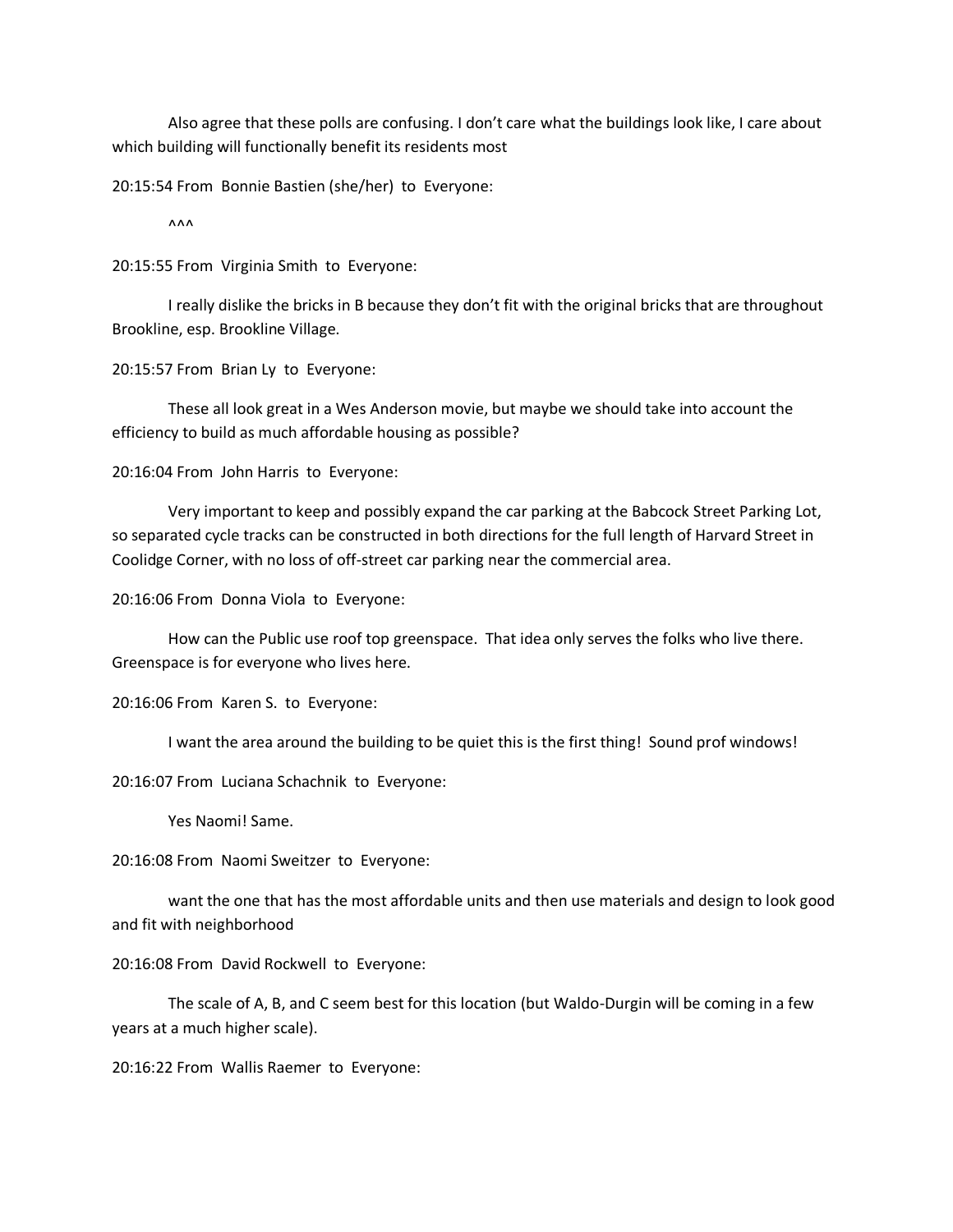Also agree that these polls are confusing. I don't care what the buildings look like, I care about which building will functionally benefit its residents most

20:15:54 From Bonnie Bastien (she/her) to Everyone:

^^^

20:15:55 From Virginia Smith to Everyone:

I really dislike the bricks in B because they don't fit with the original bricks that are throughout Brookline, esp. Brookline Village.

20:15:57 From Brian Ly to Everyone:

These all look great in a Wes Anderson movie, but maybe we should take into account the efficiency to build as much affordable housing as possible?

20:16:04 From John Harris to Everyone:

Very important to keep and possibly expand the car parking at the Babcock Street Parking Lot, so separated cycle tracks can be constructed in both directions for the full length of Harvard Street in Coolidge Corner, with no loss of off-street car parking near the commercial area.

20:16:06 From Donna Viola to Everyone:

How can the Public use roof top greenspace. That idea only serves the folks who live there. Greenspace is for everyone who lives here.

20:16:06 From Karen S. to Everyone:

I want the area around the building to be quiet this is the first thing! Sound prof windows!

20:16:07 From Luciana Schachnik to Everyone:

Yes Naomi! Same.

20:16:08 From Naomi Sweitzer to Everyone:

want the one that has the most affordable units and then use materials and design to look good and fit with neighborhood

20:16:08 From David Rockwell to Everyone:

The scale of A, B, and C seem best for this location (but Waldo-Durgin will be coming in a few years at a much higher scale).

20:16:22 From Wallis Raemer to Everyone: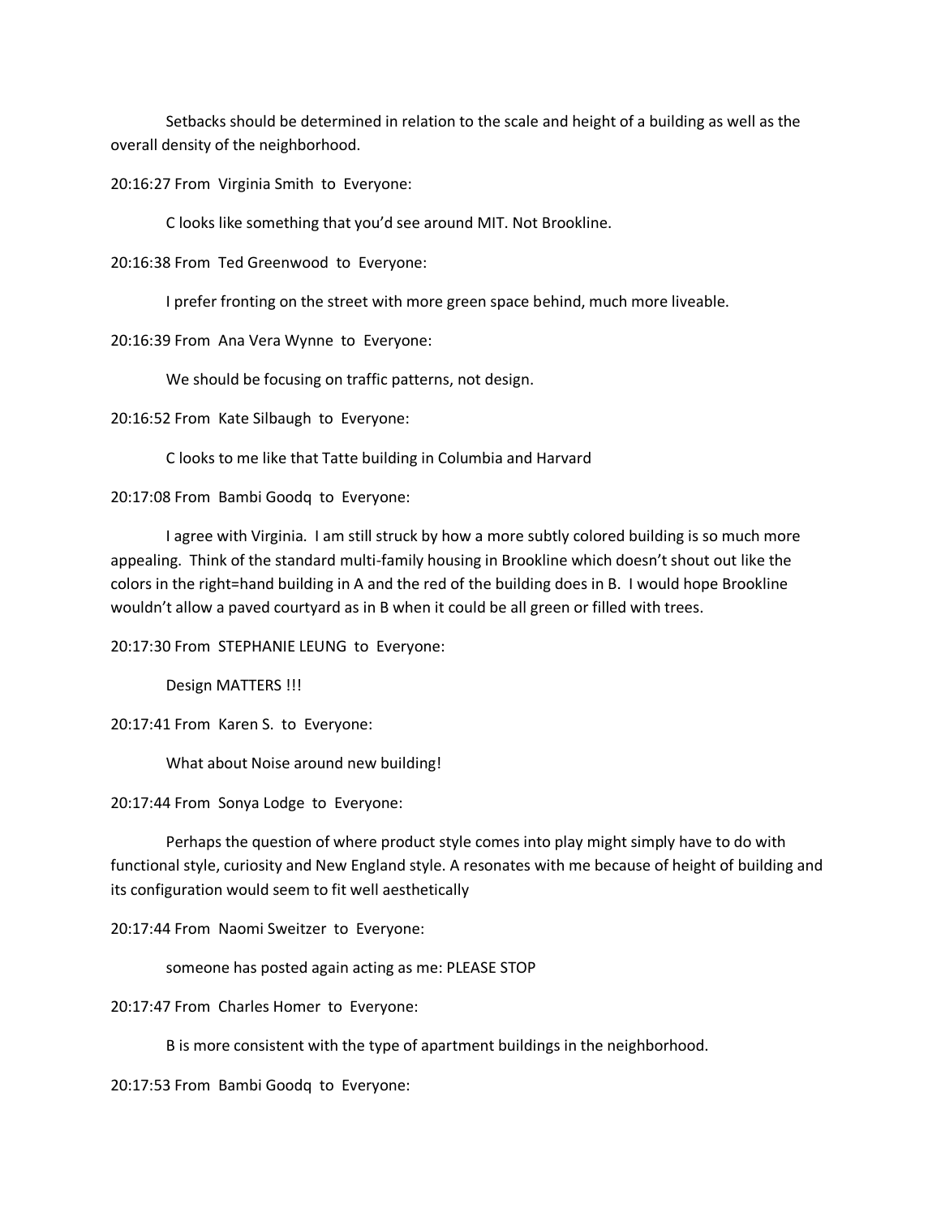Setbacks should be determined in relation to the scale and height of a building as well as the overall density of the neighborhood.

20:16:27 From Virginia Smith to Everyone:

C looks like something that you'd see around MIT. Not Brookline.

20:16:38 From Ted Greenwood to Everyone:

I prefer fronting on the street with more green space behind, much more liveable.

20:16:39 From Ana Vera Wynne to Everyone:

We should be focusing on traffic patterns, not design.

20:16:52 From Kate Silbaugh to Everyone:

C looks to me like that Tatte building in Columbia and Harvard

20:17:08 From Bambi Goodq to Everyone:

I agree with Virginia. I am still struck by how a more subtly colored building is so much more appealing. Think of the standard multi-family housing in Brookline which doesn't shout out like the colors in the right=hand building in A and the red of the building does in B. I would hope Brookline wouldn't allow a paved courtyard as in B when it could be all green or filled with trees.

20:17:30 From STEPHANIE LEUNG to Everyone:

Design MATTERS !!!

20:17:41 From Karen S. to Everyone:

What about Noise around new building!

20:17:44 From Sonya Lodge to Everyone:

Perhaps the question of where product style comes into play might simply have to do with functional style, curiosity and New England style. A resonates with me because of height of building and its configuration would seem to fit well aesthetically

20:17:44 From Naomi Sweitzer to Everyone:

someone has posted again acting as me: PLEASE STOP

20:17:47 From Charles Homer to Everyone:

B is more consistent with the type of apartment buildings in the neighborhood.

20:17:53 From Bambi Goodq to Everyone: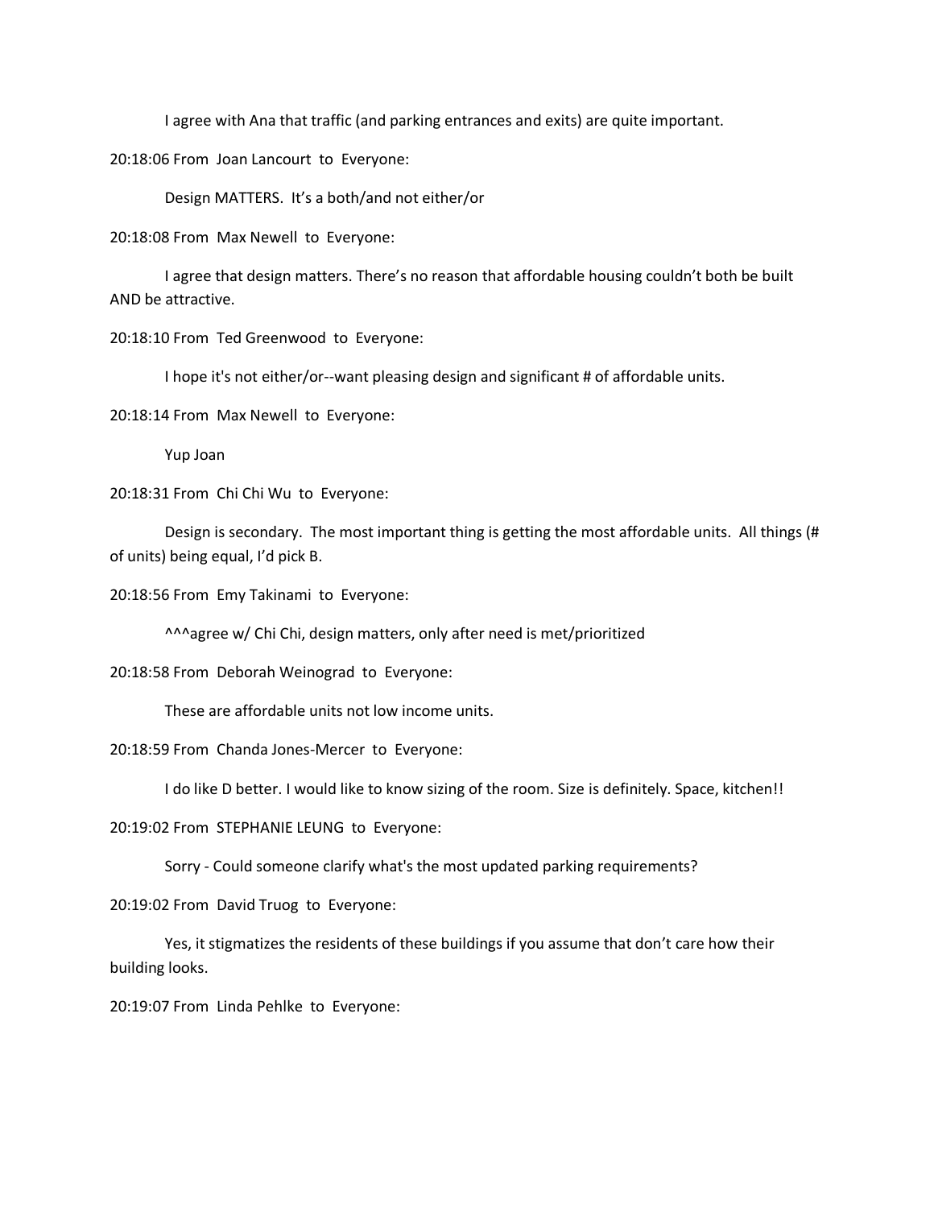I agree with Ana that traffic (and parking entrances and exits) are quite important.

20:18:06 From Joan Lancourt to Everyone:

Design MATTERS. It's a both/and not either/or

20:18:08 From Max Newell to Everyone:

I agree that design matters. There's no reason that affordable housing couldn't both be built AND be attractive.

20:18:10 From Ted Greenwood to Everyone:

I hope it's not either/or--want pleasing design and significant # of affordable units.

20:18:14 From Max Newell to Everyone:

Yup Joan

20:18:31 From Chi Chi Wu to Everyone:

Design is secondary. The most important thing is getting the most affordable units. All things (# of units) being equal, I'd pick B.

20:18:56 From Emy Takinami to Everyone:

^^^agree w/ Chi Chi, design matters, only after need is met/prioritized

20:18:58 From Deborah Weinograd to Everyone:

These are affordable units not low income units.

20:18:59 From Chanda Jones-Mercer to Everyone:

I do like D better. I would like to know sizing of the room. Size is definitely. Space, kitchen!!

20:19:02 From STEPHANIE LEUNG to Everyone:

Sorry - Could someone clarify what's the most updated parking requirements?

20:19:02 From David Truog to Everyone:

Yes, it stigmatizes the residents of these buildings if you assume that don't care how their building looks.

20:19:07 From Linda Pehlke to Everyone: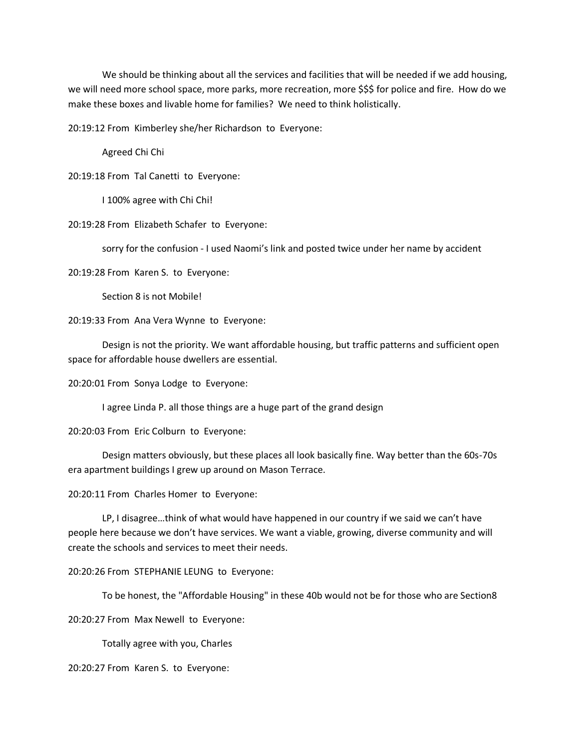We should be thinking about all the services and facilities that will be needed if we add housing, we will need more school space, more parks, more recreation, more $$$ for police and fire. How do we make these boxes and livable home for families? We need to think holistically.

20:19:12 From Kimberley she/her Richardson to Everyone:

Agreed Chi Chi

20:19:18 From Tal Canetti to Everyone:

I 100% agree with Chi Chi!

20:19:28 From Elizabeth Schafer to Everyone:

sorry for the confusion - I used Naomi's link and posted twice under her name by accident

20:19:28 From Karen S. to Everyone:

Section 8 is not Mobile!

20:19:33 From Ana Vera Wynne to Everyone:

Design is not the priority. We want affordable housing, but traffic patterns and sufficient open space for affordable house dwellers are essential.

20:20:01 From Sonya Lodge to Everyone:

I agree Linda P. all those things are a huge part of the grand design

20:20:03 From Eric Colburn to Everyone:

Design matters obviously, but these places all look basically fine. Way better than the 60s-70s era apartment buildings I grew up around on Mason Terrace.

20:20:11 From Charles Homer to Everyone:

LP, I disagree…think of what would have happened in our country if we said we can't have people here because we don't have services. We want a viable, growing, diverse community and will create the schools and services to meet their needs.

20:20:26 From STEPHANIE LEUNG to Everyone:

To be honest, the "Affordable Housing" in these 40b would not be for those who are Section8

20:20:27 From Max Newell to Everyone:

Totally agree with you, Charles

20:20:27 From Karen S. to Everyone: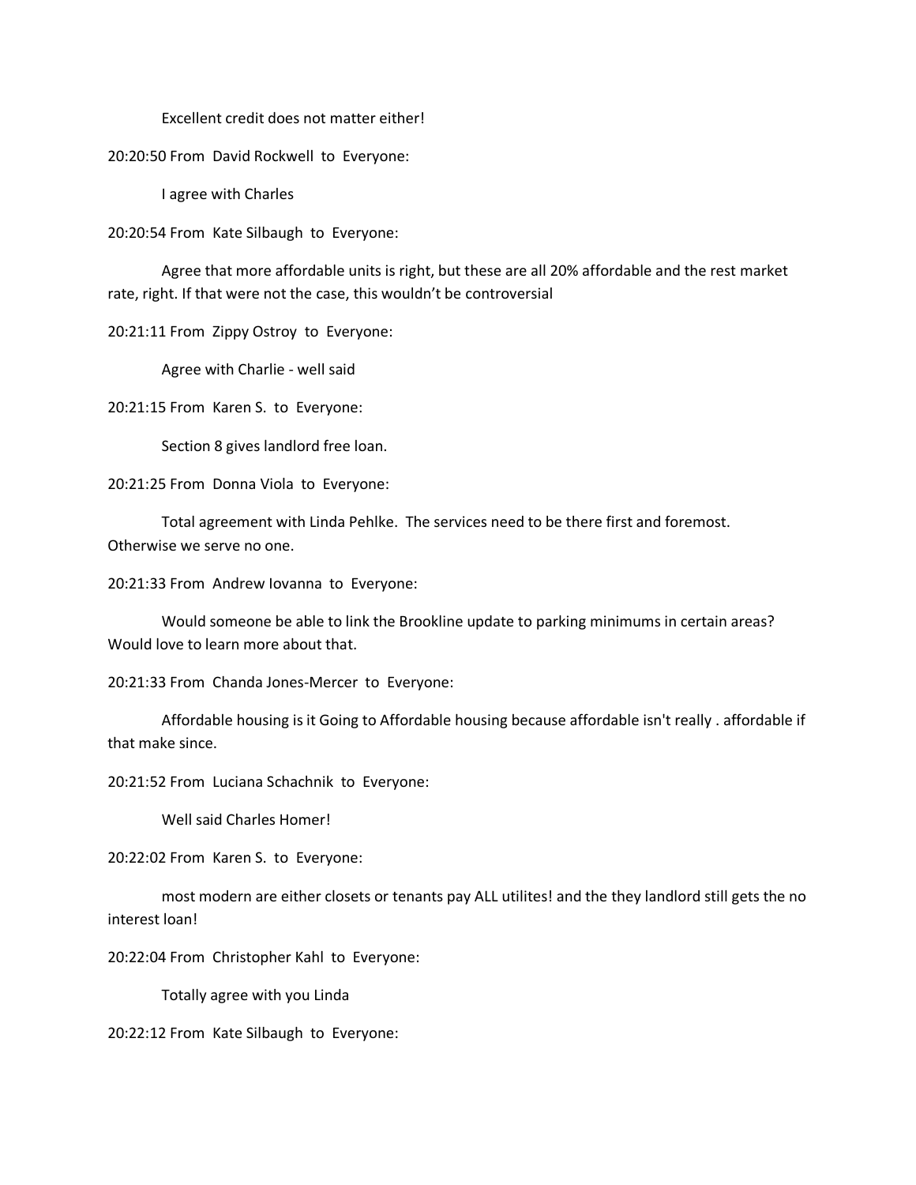Excellent credit does not matter either!

20:20:50 From David Rockwell to Everyone:

I agree with Charles

20:20:54 From Kate Silbaugh to Everyone:

Agree that more affordable units is right, but these are all 20% affordable and the rest market rate, right. If that were not the case, this wouldn't be controversial

20:21:11 From Zippy Ostroy to Everyone:

Agree with Charlie - well said

20:21:15 From Karen S. to Everyone:

Section 8 gives landlord free loan.

20:21:25 From Donna Viola to Everyone:

Total agreement with Linda Pehlke. The services need to be there first and foremost. Otherwise we serve no one.

20:21:33 From Andrew Iovanna to Everyone:

Would someone be able to link the Brookline update to parking minimums in certain areas? Would love to learn more about that.

20:21:33 From Chanda Jones-Mercer to Everyone:

Affordable housing is it Going to Affordable housing because affordable isn't really . affordable if that make since.

20:21:52 From Luciana Schachnik to Everyone:

Well said Charles Homer!

20:22:02 From Karen S. to Everyone:

most modern are either closets or tenants pay ALL utilites! and the they landlord still gets the no interest loan!

20:22:04 From Christopher Kahl to Everyone:

Totally agree with you Linda

20:22:12 From Kate Silbaugh to Everyone: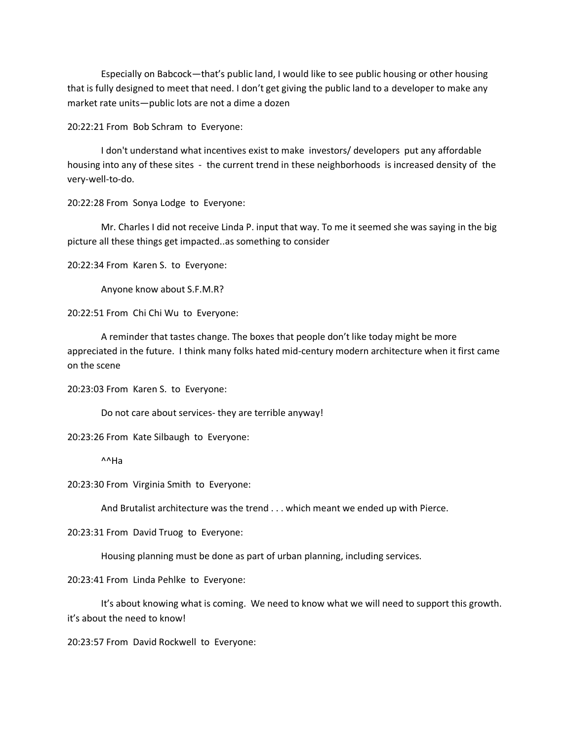Especially on Babcock—that's public land, I would like to see public housing or other housing that is fully designed to meet that need. I don't get giving the public land to a developer to make any market rate units—public lots are not a dime a dozen

20:22:21 From Bob Schram to Everyone:

I don't understand what incentives exist to make investors/ developers put any affordable housing into any of these sites - the current trend in these neighborhoods is increased density of the very-well-to-do.

20:22:28 From Sonya Lodge to Everyone:

Mr. Charles I did not receive Linda P. input that way. To me it seemed she was saying in the big picture all these things get impacted..as something to consider

20:22:34 From Karen S. to Everyone:

Anyone know about S.F.M.R?

20:22:51 From Chi Chi Wu to Everyone:

A reminder that tastes change. The boxes that people don't like today might be more appreciated in the future. I think many folks hated mid-century modern architecture when it first came on the scene

20:23:03 From Karen S. to Everyone:

Do not care about services- they are terrible anyway!

20:23:26 From Kate Silbaugh to Everyone:

^^Ha

20:23:30 From Virginia Smith to Everyone:

And Brutalist architecture was the trend . . . which meant we ended up with Pierce.

20:23:31 From David Truog to Everyone:

Housing planning must be done as part of urban planning, including services.

20:23:41 From Linda Pehlke to Everyone:

It's about knowing what is coming. We need to know what we will need to support this growth. it's about the need to know!

20:23:57 From David Rockwell to Everyone: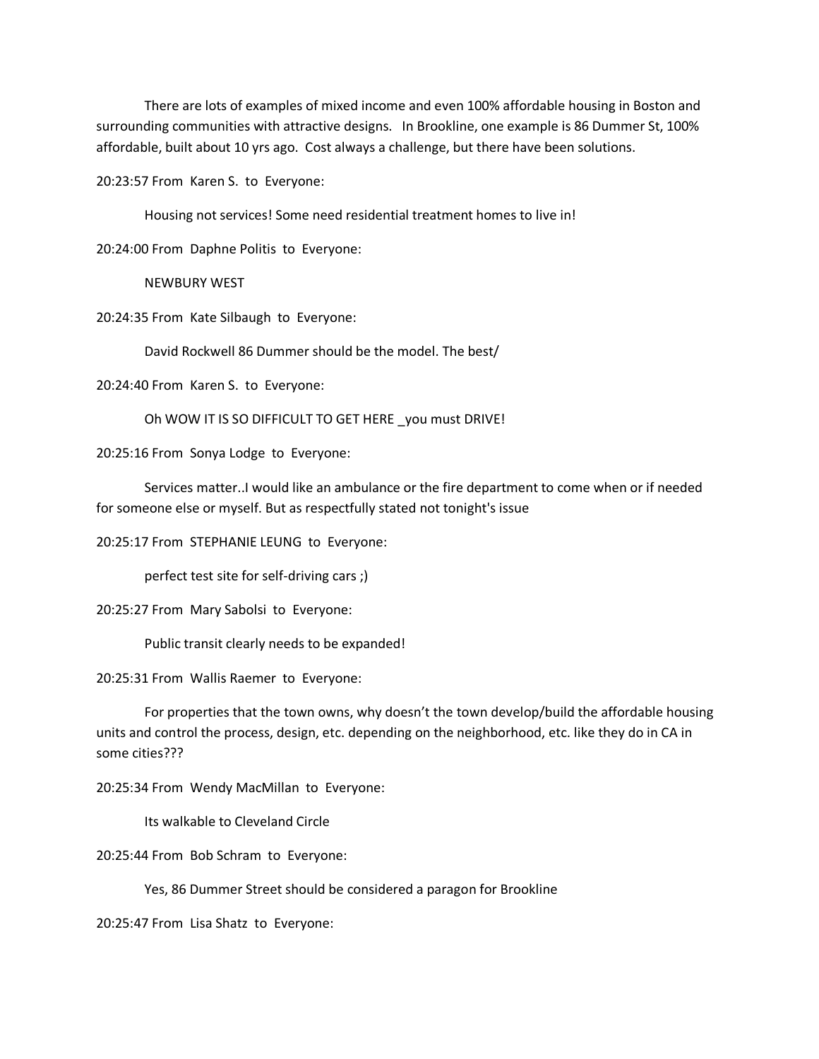There are lots of examples of mixed income and even 100% affordable housing in Boston and surrounding communities with attractive designs.   In Brookline, one example is 86 Dummer St, 100% affordable, built about 10 yrs ago.  Cost always a challenge, but there have been solutions.

20:23:57 From  Karen S.  to  Everyone:

Housing not services! Some need residential treatment homes to live in!

20:24:00 From  Daphne Politis  to  Everyone:

NEWBURY WEST

20:24:35 From  Kate Silbaugh  to  Everyone:

David Rockwell 86 Dummer should be the model. The best/

20:24:40 From  Karen S.  to  Everyone:

Oh WOW IT IS SO DIFFICULT TO GET HERE _you must DRIVE!

20:25:16 From  Sonya Lodge  to  Everyone:

Services matter..I would like an ambulance or the fire department to come when or if needed for someone else or myself. But as respectfully stated not tonight's issue

20:25:17 From  STEPHANIE LEUNG  to  Everyone:

perfect test site for self-driving cars ;)

20:25:27 From  Mary Sabolsi  to  Everyone:

Public transit clearly needs to be expanded!

20:25:31 From  Wallis Raemer  to  Everyone:

For properties that the town owns, why doesn't the town develop/build the affordable housing units and control the process, design, etc. depending on the neighborhood, etc. like they do in CA in some cities???

20:25:34 From  Wendy MacMillan  to  Everyone:

Its walkable to Cleveland Circle

20:25:44 From  Bob Schram  to  Everyone:

Yes, 86 Dummer Street should be considered a paragon for Brookline

20:25:47 From  Lisa Shatz  to  Everyone: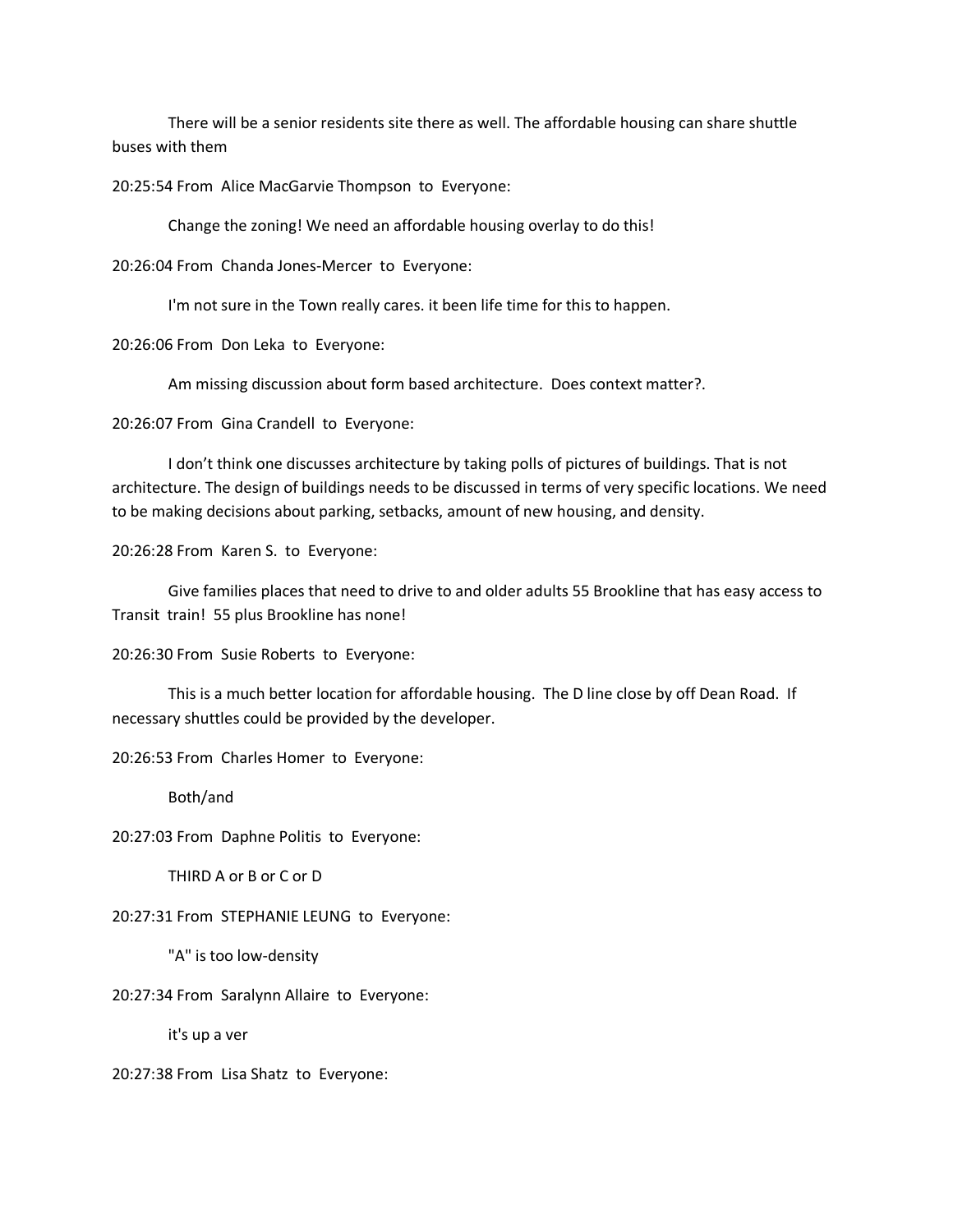There will be a senior residents site there as well. The affordable housing can share shuttle buses with them

20:25:54 From Alice MacGarvie Thompson to Everyone:

Change the zoning! We need an affordable housing overlay to do this!

20:26:04 From Chanda Jones-Mercer to Everyone:

I'm not sure in the Town really cares. it been life time for this to happen.

20:26:06 From Don Leka to Everyone:

Am missing discussion about form based architecture. Does context matter?.

20:26:07 From Gina Crandell to Everyone:

I don't think one discusses architecture by taking polls of pictures of buildings. That is not architecture. The design of buildings needs to be discussed in terms of very specific locations. We need to be making decisions about parking, setbacks, amount of new housing, and density.

20:26:28 From Karen S. to Everyone:

Give families places that need to drive to and older adults 55 Brookline that has easy access to Transit train! 55 plus Brookline has none!

20:26:30 From Susie Roberts to Everyone:

This is a much better location for affordable housing. The D line close by off Dean Road. If necessary shuttles could be provided by the developer.

20:26:53 From Charles Homer to Everyone:

Both/and

20:27:03 From Daphne Politis to Everyone:

THIRD A or B or C or D

20:27:31 From STEPHANIE LEUNG to Everyone:

"A" is too low-density

20:27:34 From Saralynn Allaire to Everyone:

it's up a ver

20:27:38 From Lisa Shatz to Everyone: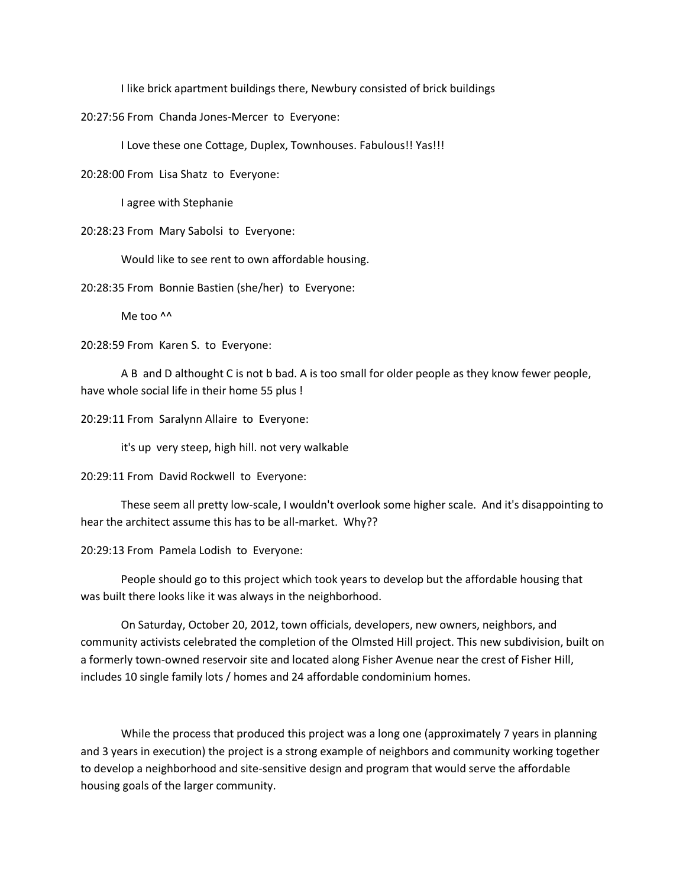I like brick apartment buildings there, Newbury consisted of brick buildings

20:27:56 From Chanda Jones-Mercer to Everyone:

I Love these one Cottage, Duplex, Townhouses. Fabulous!! Yas!!!

20:28:00 From Lisa Shatz to Everyone:

I agree with Stephanie

20:28:23 From Mary Sabolsi to Everyone:

Would like to see rent to own affordable housing.

20:28:35 From Bonnie Bastien (she/her) to Everyone:

Me too ^^

20:28:59 From Karen S. to Everyone:

A B and D althought C is not b bad. A is too small for older people as they know fewer people, have whole social life in their home 55 plus !

20:29:11 From Saralynn Allaire to Everyone:

it's up very steep, high hill. not very walkable

20:29:11 From David Rockwell to Everyone:

These seem all pretty low-scale, I wouldn't overlook some higher scale. And it's disappointing to hear the architect assume this has to be all-market. Why??

20:29:13 From Pamela Lodish to Everyone:

People should go to this project which took years to develop but the affordable housing that was built there looks like it was always in the neighborhood.

On Saturday, October 20, 2012, town officials, developers, new owners, neighbors, and community activists celebrated the completion of the Olmsted Hill project. This new subdivision, built on a formerly town-owned reservoir site and located along Fisher Avenue near the crest of Fisher Hill, includes 10 single family lots / homes and 24 affordable condominium homes.

While the process that produced this project was a long one (approximately 7 years in planning and 3 years in execution) the project is a strong example of neighbors and community working together to develop a neighborhood and site-sensitive design and program that would serve the affordable housing goals of the larger community.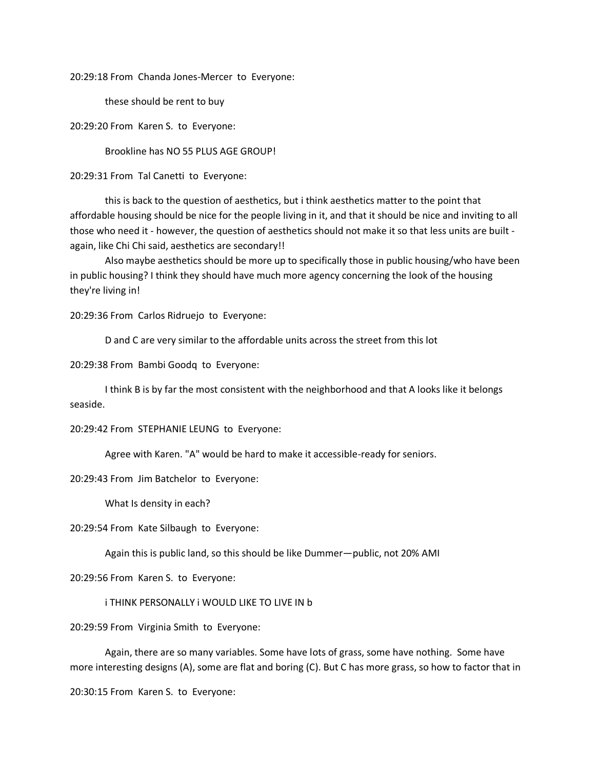20:29:18 From Chanda Jones-Mercer to Everyone:

these should be rent to buy

20:29:20 From Karen S. to Everyone:

Brookline has NO 55 PLUS AGE GROUP!

20:29:31 From Tal Canetti to Everyone:

this is back to the question of aesthetics, but i think aesthetics matter to the point that affordable housing should be nice for the people living in it, and that it should be nice and inviting to all those who need it - however, the question of aesthetics should not make it so that less units are built - again, like Chi Chi said, aesthetics are secondary!!

Also maybe aesthetics should be more up to specifically those in public housing/who have been in public housing? I think they should have much more agency concerning the look of the housing they're living in!

20:29:36 From Carlos Ridruejo to Everyone:

D and C are very similar to the affordable units across the street from this lot

20:29:38 From Bambi Goodq to Everyone:

I think B is by far the most consistent with the neighborhood and that A looks like it belongs seaside.

20:29:42 From STEPHANIE LEUNG to Everyone:

Agree with Karen. "A" would be hard to make it accessible-ready for seniors.

20:29:43 From Jim Batchelor to Everyone:

What Is density in each?

20:29:54 From Kate Silbaugh to Everyone:

Again this is public land, so this should be like Dummer—public, not 20% AMI

20:29:56 From Karen S. to Everyone:

i THINK PERSONALLY i WOULD LIKE TO LIVE IN b

20:29:59 From Virginia Smith to Everyone:

Again, there are so many variables. Some have lots of grass, some have nothing. Some have more interesting designs (A), some are flat and boring (C). But C has more grass, so how to factor that in

20:30:15 From Karen S. to Everyone: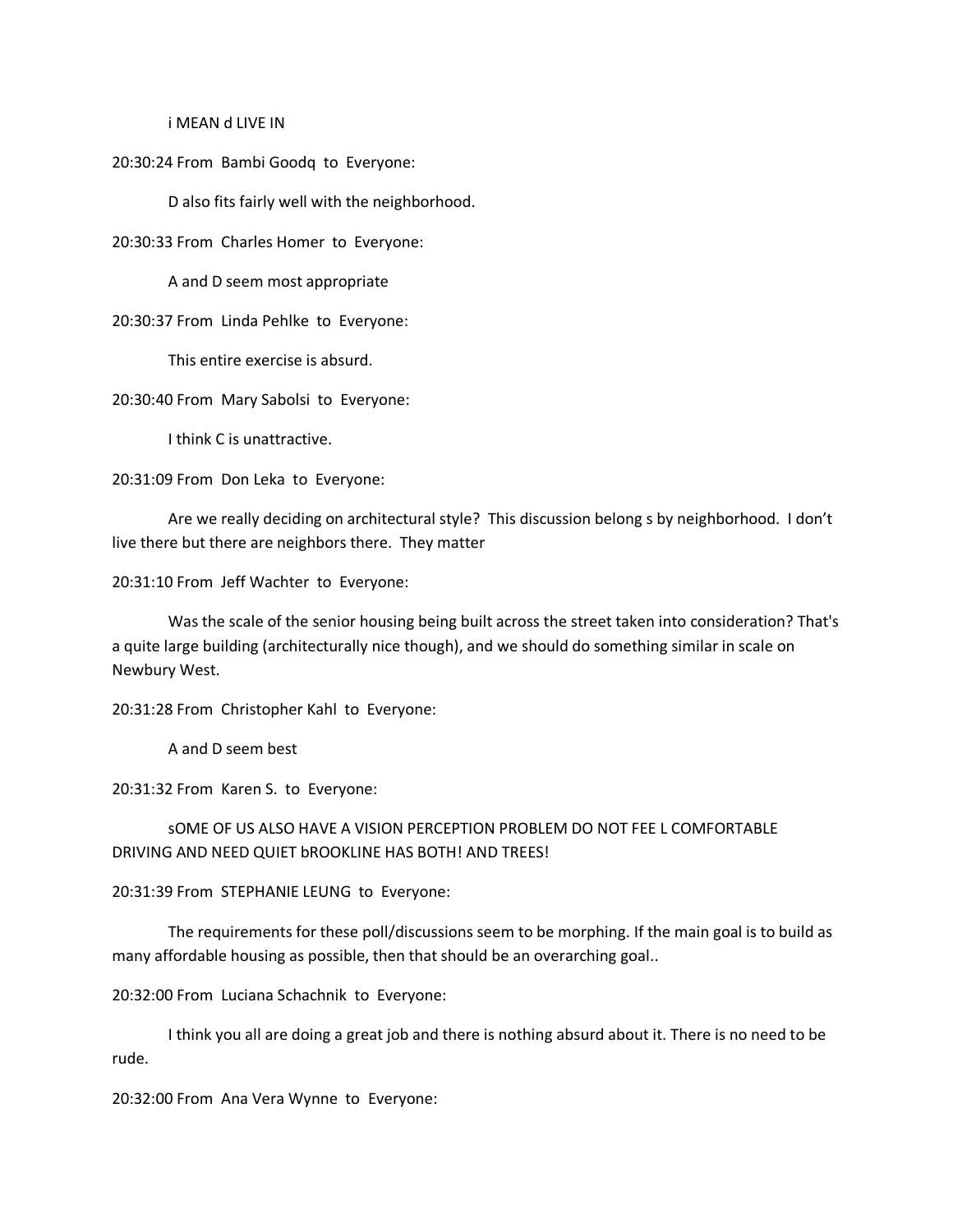i MEAN d LIVE IN

20:30:24 From Bambi Goodq to Everyone:

D also fits fairly well with the neighborhood.

20:30:33 From Charles Homer to Everyone:

A and D seem most appropriate

20:30:37 From Linda Pehlke to Everyone:

This entire exercise is absurd.

20:30:40 From Mary Sabolsi to Everyone:

I think C is unattractive.

20:31:09 From Don Leka to Everyone:

Are we really deciding on architectural style? This discussion belong s by neighborhood. I don't live there but there are neighbors there. They matter

20:31:10 From Jeff Wachter to Everyone:

Was the scale of the senior housing being built across the street taken into consideration? That's a quite large building (architecturally nice though), and we should do something similar in scale on Newbury West.

20:31:28 From Christopher Kahl to Everyone:

A and D seem best

20:31:32 From Karen S. to Everyone:

sOME OF US ALSO HAVE A VISION PERCEPTION PROBLEM DO NOT FEE L COMFORTABLE DRIVING AND NEED QUIET bROOKLINE HAS BOTH! AND TREES!

20:31:39 From STEPHANIE LEUNG to Everyone:

The requirements for these poll/discussions seem to be morphing. If the main goal is to build as many affordable housing as possible, then that should be an overarching goal..

20:32:00 From Luciana Schachnik to Everyone:

I think you all are doing a great job and there is nothing absurd about it. There is no need to be rude.

20:32:00 From Ana Vera Wynne to Everyone: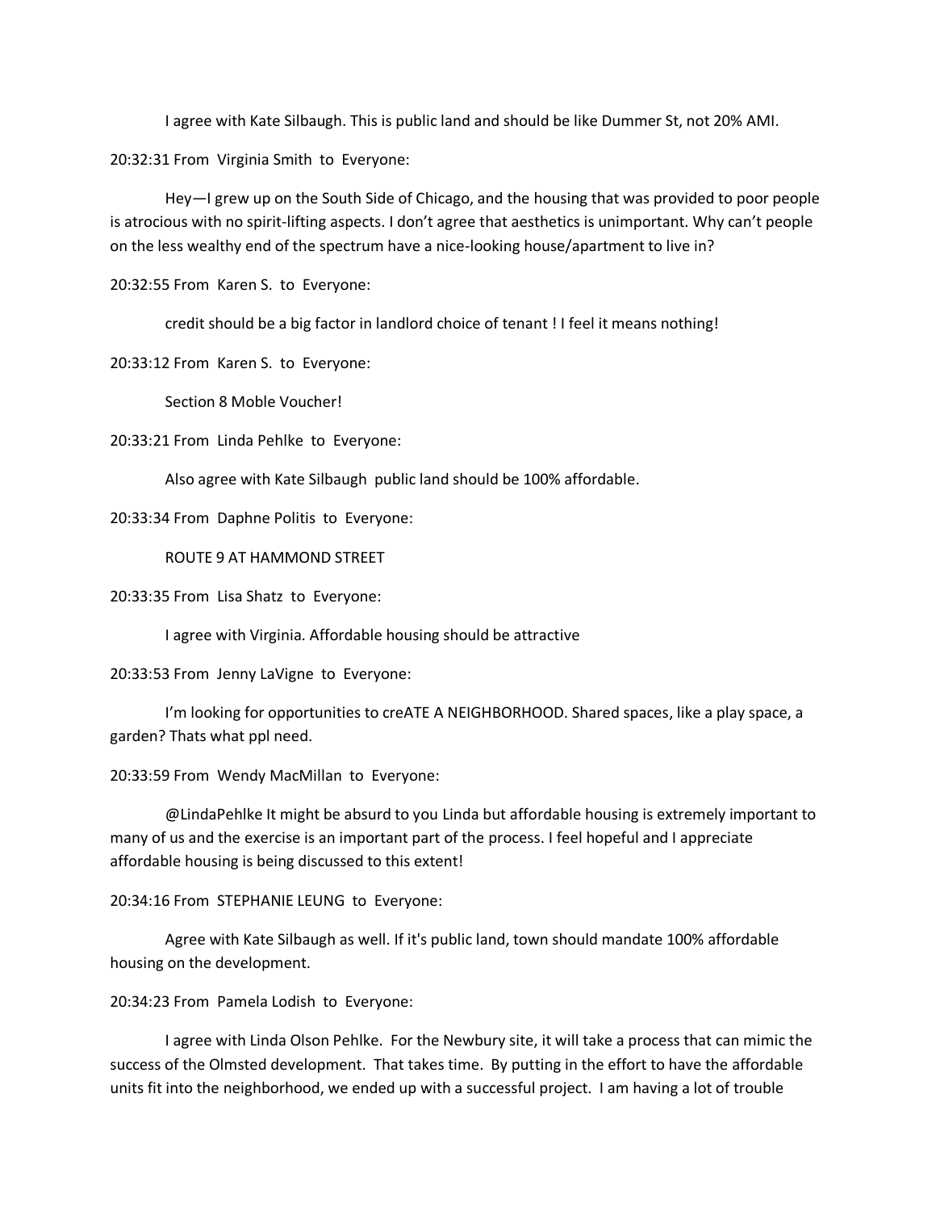I agree with Kate Silbaugh. This is public land and should be like Dummer St, not 20% AMI.

20:32:31 From Virginia Smith to Everyone:

Hey—I grew up on the South Side of Chicago, and the housing that was provided to poor people is atrocious with no spirit-lifting aspects. I don't agree that aesthetics is unimportant. Why can't people on the less wealthy end of the spectrum have a nice-looking house/apartment to live in?

20:32:55 From Karen S. to Everyone:

credit should be a big factor in landlord choice of tenant ! I feel it means nothing!

20:33:12 From Karen S. to Everyone:

Section 8 Moble Voucher!

20:33:21 From Linda Pehlke to Everyone:

Also agree with Kate Silbaugh public land should be 100% affordable.

20:33:34 From Daphne Politis to Everyone:

ROUTE 9 AT HAMMOND STREET

20:33:35 From Lisa Shatz to Everyone:

I agree with Virginia. Affordable housing should be attractive

20:33:53 From Jenny LaVigne to Everyone:

I'm looking for opportunities to creATE A NEIGHBORHOOD. Shared spaces, like a play space, a garden? Thats what ppl need.

20:33:59 From Wendy MacMillan to Everyone:

@LindaPehlke It might be absurd to you Linda but affordable housing is extremely important to many of us and the exercise is an important part of the process. I feel hopeful and I appreciate affordable housing is being discussed to this extent!

20:34:16 From STEPHANIE LEUNG to Everyone:

Agree with Kate Silbaugh as well. If it's public land, town should mandate 100% affordable housing on the development.

20:34:23 From Pamela Lodish to Everyone:

I agree with Linda Olson Pehlke. For the Newbury site, it will take a process that can mimic the success of the Olmsted development. That takes time. By putting in the effort to have the affordable units fit into the neighborhood, we ended up with a successful project. I am having a lot of trouble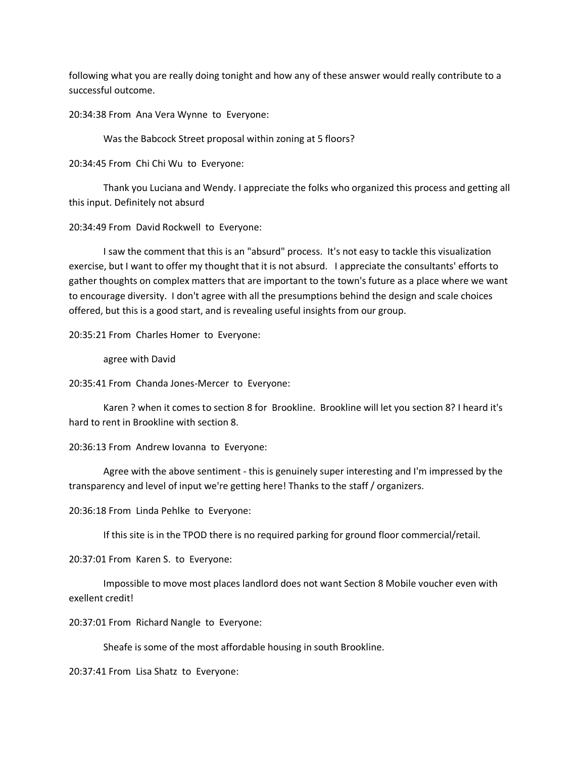following what you are really doing tonight and how any of these answer would really contribute to a successful outcome.

20:34:38 From Ana Vera Wynne to Everyone:

Was the Babcock Street proposal within zoning at 5 floors?

20:34:45 From Chi Chi Wu to Everyone:

Thank you Luciana and Wendy. I appreciate the folks who organized this process and getting all this input. Definitely not absurd

20:34:49 From David Rockwell to Everyone:

I saw the comment that this is an "absurd" process. It's not easy to tackle this visualization exercise, but I want to offer my thought that it is not absurd. I appreciate the consultants' efforts to gather thoughts on complex matters that are important to the town's future as a place where we want to encourage diversity. I don't agree with all the presumptions behind the design and scale choices offered, but this is a good start, and is revealing useful insights from our group.

20:35:21 From Charles Homer to Everyone:

agree with David

20:35:41 From Chanda Jones-Mercer to Everyone:

Karen ? when it comes to section 8 for Brookline. Brookline will let you section 8? I heard it's hard to rent in Brookline with section 8.

20:36:13 From Andrew Iovanna to Everyone:

Agree with the above sentiment - this is genuinely super interesting and I'm impressed by the transparency and level of input we're getting here! Thanks to the staff / organizers.

20:36:18 From Linda Pehlke to Everyone:

If this site is in the TPOD there is no required parking for ground floor commercial/retail.

20:37:01 From Karen S. to Everyone:

Impossible to move most places landlord does not want Section 8 Mobile voucher even with exellent credit!

20:37:01 From Richard Nangle to Everyone:

Sheafe is some of the most affordable housing in south Brookline.

20:37:41 From Lisa Shatz to Everyone: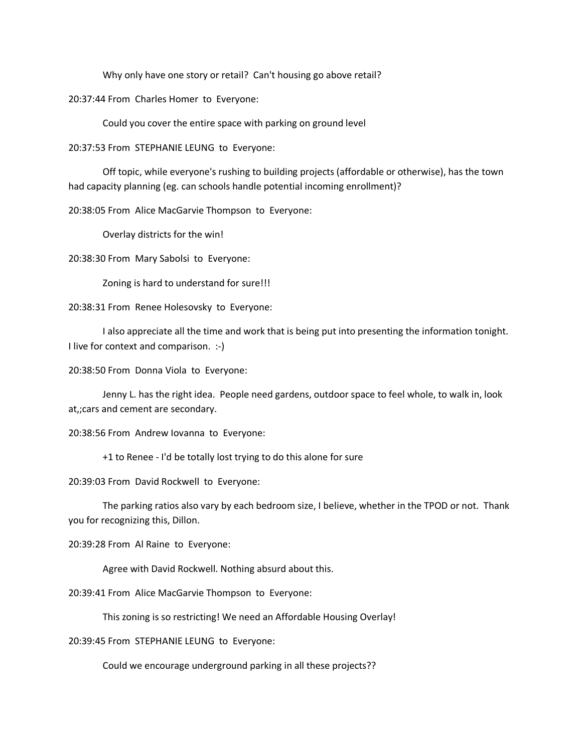Why only have one story or retail? Can't housing go above retail?

20:37:44 From Charles Homer to Everyone:

Could you cover the entire space with parking on ground level

20:37:53 From STEPHANIE LEUNG to Everyone:

Off topic, while everyone's rushing to building projects (affordable or otherwise), has the town had capacity planning (eg. can schools handle potential incoming enrollment)?

20:38:05 From Alice MacGarvie Thompson to Everyone:

Overlay districts for the win!

20:38:30 From Mary Sabolsi to Everyone:

Zoning is hard to understand for sure!!!

20:38:31 From Renee Holesovsky to Everyone:

I also appreciate all the time and work that is being put into presenting the information tonight. I live for context and comparison. :-)

20:38:50 From Donna Viola to Everyone:

Jenny L. has the right idea. People need gardens, outdoor space to feel whole, to walk in, look at,;cars and cement are secondary.

20:38:56 From Andrew Iovanna to Everyone:

+1 to Renee - I'd be totally lost trying to do this alone for sure

20:39:03 From David Rockwell to Everyone:

The parking ratios also vary by each bedroom size, I believe, whether in the TPOD or not. Thank you for recognizing this, Dillon.

20:39:28 From Al Raine to Everyone:

Agree with David Rockwell. Nothing absurd about this.

20:39:41 From Alice MacGarvie Thompson to Everyone:

This zoning is so restricting! We need an Affordable Housing Overlay!

20:39:45 From STEPHANIE LEUNG to Everyone:

Could we encourage underground parking in all these projects??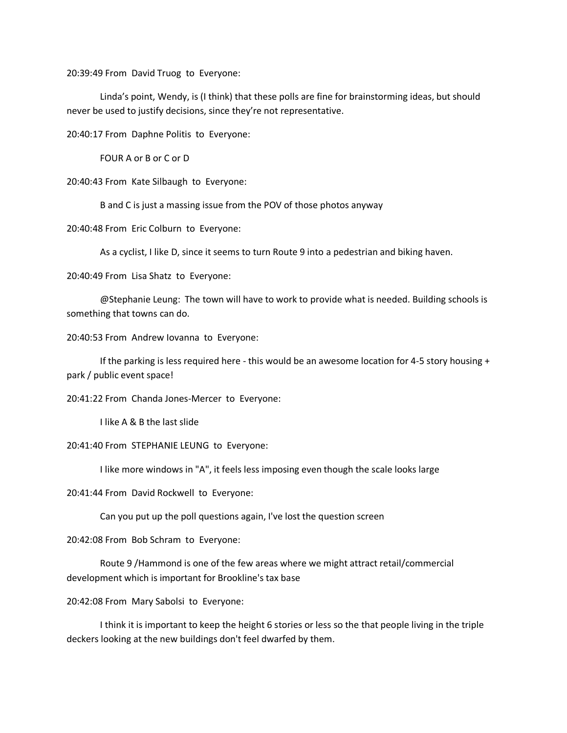20:39:49 From David Truog to Everyone:

Linda's point, Wendy, is (I think) that these polls are fine for brainstorming ideas, but should never be used to justify decisions, since they're not representative.

20:40:17 From Daphne Politis to Everyone:

FOUR A or B or C or D

20:40:43 From Kate Silbaugh to Everyone:

B and C is just a massing issue from the POV of those photos anyway

20:40:48 From Eric Colburn to Everyone:

As a cyclist, I like D, since it seems to turn Route 9 into a pedestrian and biking haven.

20:40:49 From Lisa Shatz to Everyone:

@Stephanie Leung: The town will have to work to provide what is needed. Building schools is something that towns can do.

20:40:53 From Andrew Iovanna to Everyone:

If the parking is less required here - this would be an awesome location for 4-5 story housing + park / public event space!

20:41:22 From Chanda Jones-Mercer to Everyone:

I like A & B the last slide

20:41:40 From STEPHANIE LEUNG to Everyone:

I like more windows in "A", it feels less imposing even though the scale looks large

20:41:44 From David Rockwell to Everyone:

Can you put up the poll questions again, I've lost the question screen

20:42:08 From Bob Schram to Everyone:

Route 9 /Hammond is one of the few areas where we might attract retail/commercial development which is important for Brookline's tax base

20:42:08 From Mary Sabolsi to Everyone:

I think it is important to keep the height 6 stories or less so the that people living in the triple deckers looking at the new buildings don't feel dwarfed by them.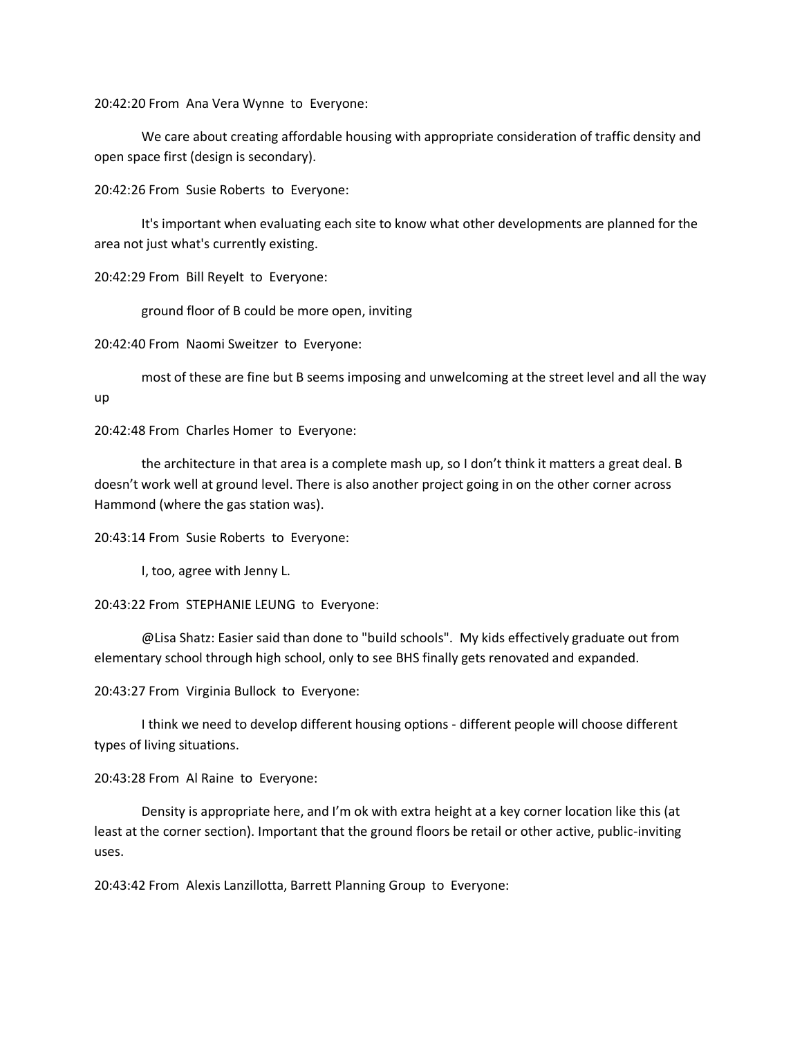20:42:20 From Ana Vera Wynne to Everyone:

We care about creating affordable housing with appropriate consideration of traffic density and open space first (design is secondary).

20:42:26 From Susie Roberts to Everyone:

It's important when evaluating each site to know what other developments are planned for the area not just what's currently existing.

20:42:29 From Bill Reyelt to Everyone:

ground floor of B could be more open, inviting

20:42:40 From Naomi Sweitzer to Everyone:

most of these are fine but B seems imposing and unwelcoming at the street level and all the way up

20:42:48 From Charles Homer to Everyone:

the architecture in that area is a complete mash up, so I don't think it matters a great deal. B doesn't work well at ground level. There is also another project going in on the other corner across Hammond (where the gas station was).

20:43:14 From Susie Roberts to Everyone:

I, too, agree with Jenny L.

20:43:22 From STEPHANIE LEUNG to Everyone:

@Lisa Shatz: Easier said than done to "build schools". My kids effectively graduate out from elementary school through high school, only to see BHS finally gets renovated and expanded.

20:43:27 From Virginia Bullock to Everyone:

I think we need to develop different housing options - different people will choose different types of living situations.

20:43:28 From Al Raine to Everyone:

Density is appropriate here, and I'm ok with extra height at a key corner location like this (at least at the corner section). Important that the ground floors be retail or other active, public-inviting uses.

20:43:42 From Alexis Lanzillotta, Barrett Planning Group to Everyone: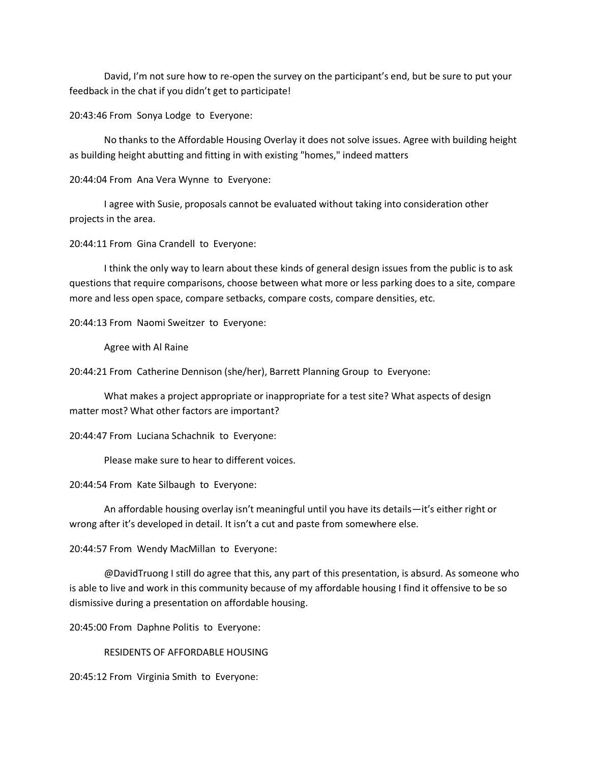David, I'm not sure how to re-open the survey on the participant's end, but be sure to put your feedback in the chat if you didn't get to participate!

20:43:46 From Sonya Lodge to Everyone:

No thanks to the Affordable Housing Overlay it does not solve issues. Agree with building height as building height abutting and fitting in with existing "homes," indeed matters

20:44:04 From Ana Vera Wynne to Everyone:

I agree with Susie, proposals cannot be evaluated without taking into consideration other projects in the area.

20:44:11 From Gina Crandell to Everyone:

I think the only way to learn about these kinds of general design issues from the public is to ask questions that require comparisons, choose between what more or less parking does to a site, compare more and less open space, compare setbacks, compare costs, compare densities, etc.

20:44:13 From Naomi Sweitzer to Everyone:

Agree with Al Raine

20:44:21 From Catherine Dennison (she/her), Barrett Planning Group to Everyone:

What makes a project appropriate or inappropriate for a test site? What aspects of design matter most? What other factors are important?

20:44:47 From Luciana Schachnik to Everyone:

Please make sure to hear to different voices.

20:44:54 From Kate Silbaugh to Everyone:

An affordable housing overlay isn't meaningful until you have its details—it's either right or wrong after it's developed in detail. It isn't a cut and paste from somewhere else.

20:44:57 From Wendy MacMillan to Everyone:

@DavidTruong I still do agree that this, any part of this presentation, is absurd. As someone who is able to live and work in this community because of my affordable housing I find it offensive to be so dismissive during a presentation on affordable housing.

20:45:00 From Daphne Politis to Everyone:

RESIDENTS OF AFFORDABLE HOUSING

20:45:12 From Virginia Smith to Everyone: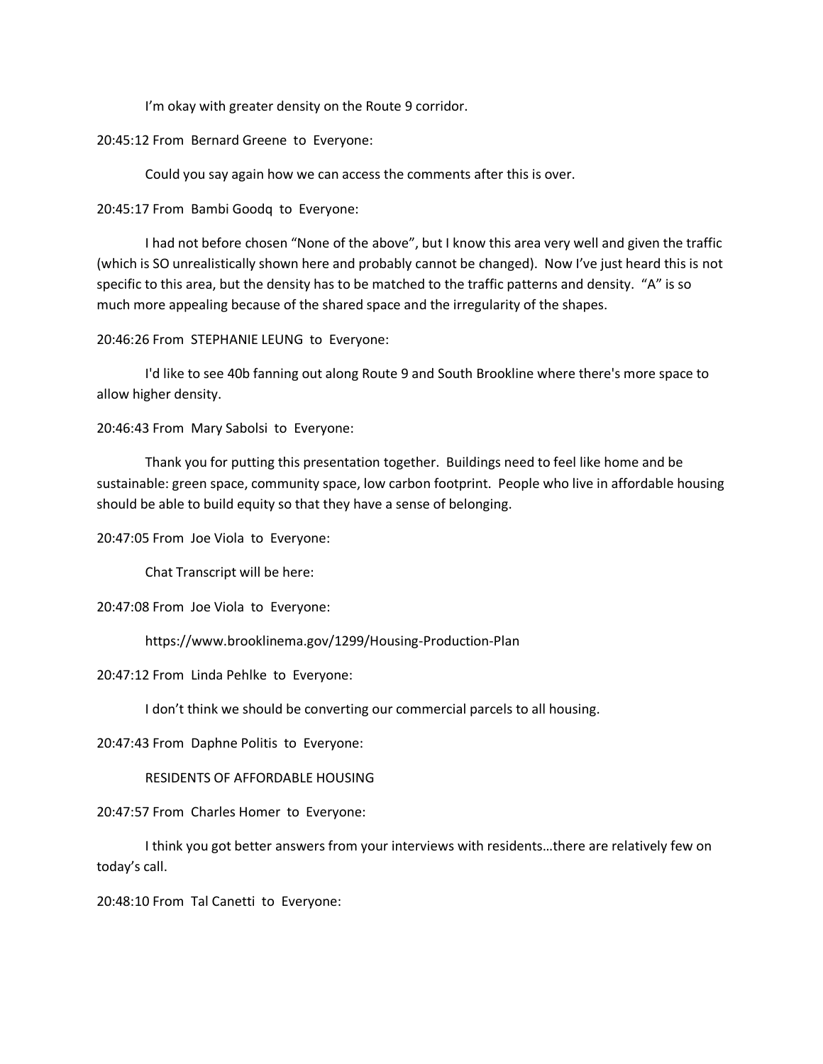I'm okay with greater density on the Route 9 corridor.

20:45:12 From Bernard Greene to Everyone:

Could you say again how we can access the comments after this is over.

20:45:17 From Bambi Goodq to Everyone:

I had not before chosen "None of the above", but I know this area very well and given the traffic (which is SO unrealistically shown here and probably cannot be changed). Now I've just heard this is not specific to this area, but the density has to be matched to the traffic patterns and density. "A" is so much more appealing because of the shared space and the irregularity of the shapes.

20:46:26 From STEPHANIE LEUNG to Everyone:

I'd like to see 40b fanning out along Route 9 and South Brookline where there's more space to allow higher density.

20:46:43 From Mary Sabolsi to Everyone:

Thank you for putting this presentation together. Buildings need to feel like home and be sustainable: green space, community space, low carbon footprint. People who live in affordable housing should be able to build equity so that they have a sense of belonging.

20:47:05 From Joe Viola to Everyone:

Chat Transcript will be here:

20:47:08 From Joe Viola to Everyone:

https://www.brooklinema.gov/1299/Housing-Production-Plan

20:47:12 From Linda Pehlke to Everyone:

I don't think we should be converting our commercial parcels to all housing.

20:47:43 From Daphne Politis to Everyone:

RESIDENTS OF AFFORDABLE HOUSING

20:47:57 From Charles Homer to Everyone:

I think you got better answers from your interviews with residents…there are relatively few on today's call.

20:48:10 From Tal Canetti to Everyone: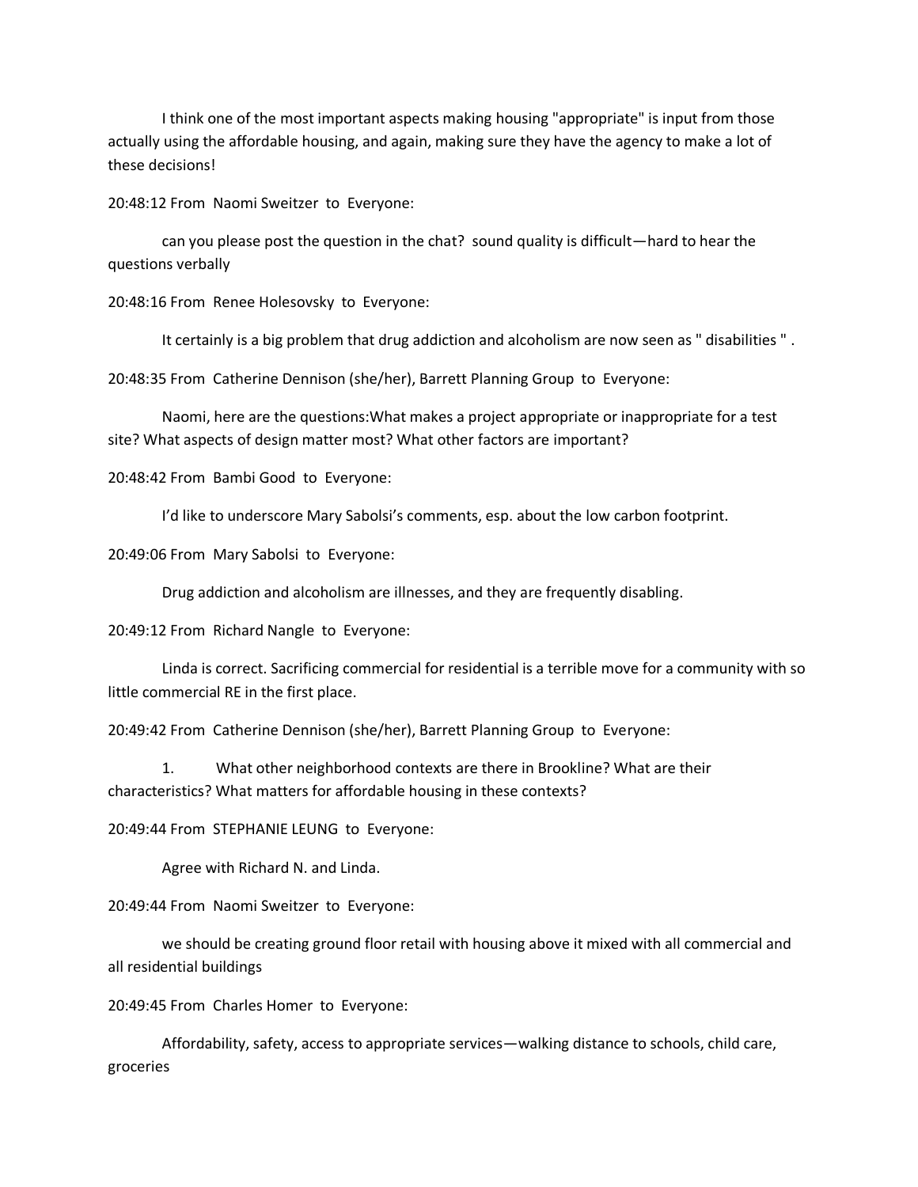I think one of the most important aspects making housing "appropriate" is input from those actually using the affordable housing, and again, making sure they have the agency to make a lot of these decisions!

20:48:12 From Naomi Sweitzer to Everyone:

can you please post the question in the chat? sound quality is difficult—hard to hear the questions verbally

20:48:16 From Renee Holesovsky to Everyone:

It certainly is a big problem that drug addiction and alcoholism are now seen as " disabilities " .

20:48:35 From Catherine Dennison (she/her), Barrett Planning Group to Everyone:

Naomi, here are the questions:What makes a project appropriate or inappropriate for a test site? What aspects of design matter most? What other factors are important?

20:48:42 From Bambi Good to Everyone:

I'd like to underscore Mary Sabolsi's comments, esp. about the low carbon footprint.

20:49:06 From Mary Sabolsi to Everyone:

Drug addiction and alcoholism are illnesses, and they are frequently disabling.

20:49:12 From Richard Nangle to Everyone:

Linda is correct. Sacrificing commercial for residential is a terrible move for a community with so little commercial RE in the first place.

20:49:42 From Catherine Dennison (she/her), Barrett Planning Group to Everyone:

1. What other neighborhood contexts are there in Brookline? What are their characteristics? What matters for affordable housing in these contexts?

20:49:44 From STEPHANIE LEUNG to Everyone:

Agree with Richard N. and Linda.

20:49:44 From Naomi Sweitzer to Everyone:

we should be creating ground floor retail with housing above it mixed with all commercial and all residential buildings

20:49:45 From Charles Homer to Everyone:

Affordability, safety, access to appropriate services—walking distance to schools, child care, groceries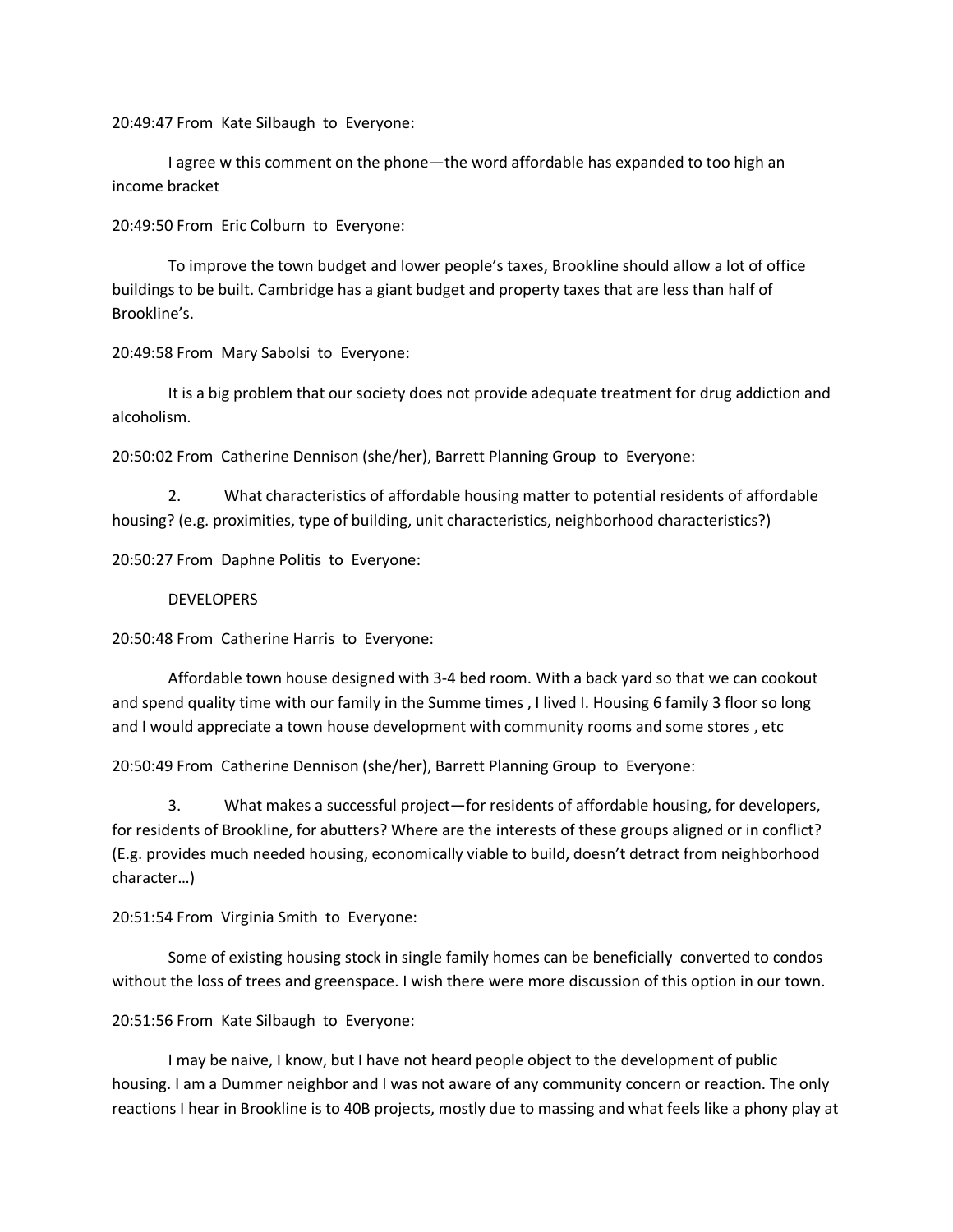20:49:47 From Kate Silbaugh to Everyone:

I agree w this comment on the phone—the word affordable has expanded to too high an income bracket

20:49:50 From Eric Colburn to Everyone:

To improve the town budget and lower people's taxes, Brookline should allow a lot of office buildings to be built. Cambridge has a giant budget and property taxes that are less than half of Brookline's.

20:49:58 From Mary Sabolsi to Everyone:

It is a big problem that our society does not provide adequate treatment for drug addiction and alcoholism.

20:50:02 From Catherine Dennison (she/her), Barrett Planning Group to Everyone:

2. What characteristics of affordable housing matter to potential residents of affordable housing? (e.g. proximities, type of building, unit characteristics, neighborhood characteristics?)

20:50:27 From Daphne Politis to Everyone:

DEVELOPERS

20:50:48 From Catherine Harris to Everyone:

Affordable town house designed with 3-4 bed room. With a back yard so that we can cookout and spend quality time with our family in the Summe times , I lived I. Housing 6 family 3 floor so long and I would appreciate a town house development with community rooms and some stores , etc

20:50:49 From Catherine Dennison (she/her), Barrett Planning Group to Everyone:

3. What makes a successful project—for residents of affordable housing, for developers, for residents of Brookline, for abutters? Where are the interests of these groups aligned or in conflict? (E.g. provides much needed housing, economically viable to build, doesn't detract from neighborhood character…)

20:51:54 From Virginia Smith to Everyone:

Some of existing housing stock in single family homes can be beneficially converted to condos without the loss of trees and greenspace. I wish there were more discussion of this option in our town.

20:51:56 From Kate Silbaugh to Everyone:

I may be naive, I know, but I have not heard people object to the development of public housing. I am a Dummer neighbor and I was not aware of any community concern or reaction. The only reactions I hear in Brookline is to 40B projects, mostly due to massing and what feels like a phony play at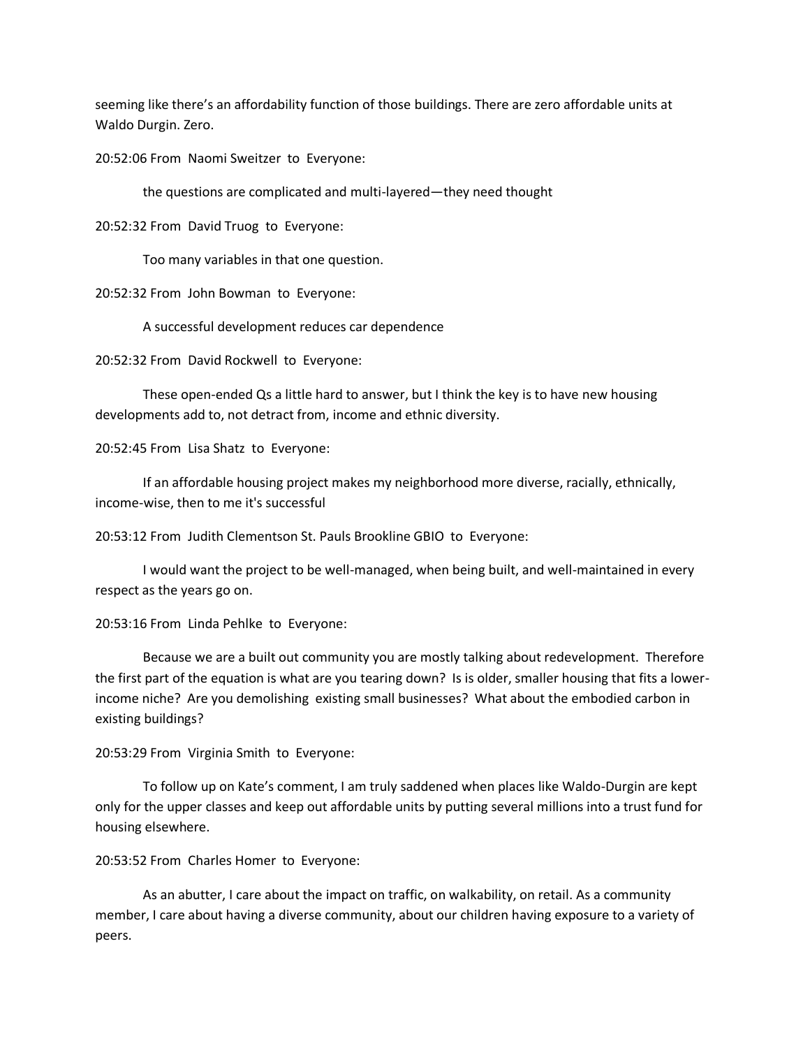seeming like there's an affordability function of those buildings. There are zero affordable units at Waldo Durgin. Zero.

20:52:06 From Naomi Sweitzer to Everyone:

the questions are complicated and multi-layered—they need thought

20:52:32 From David Truog to Everyone:

Too many variables in that one question.

20:52:32 From John Bowman to Everyone:

A successful development reduces car dependence

20:52:32 From David Rockwell to Everyone:

These open-ended Qs a little hard to answer, but I think the key is to have new housing developments add to, not detract from, income and ethnic diversity.

20:52:45 From Lisa Shatz to Everyone:

If an affordable housing project makes my neighborhood more diverse, racially, ethnically, income-wise, then to me it's successful

20:53:12 From Judith Clementson St. Pauls Brookline GBIO to Everyone:

I would want the project to be well-managed, when being built, and well-maintained in every respect as the years go on.

20:53:16 From Linda Pehlke to Everyone:

Because we are a built out community you are mostly talking about redevelopment. Therefore the first part of the equation is what are you tearing down? Is is older, smaller housing that fits a lower-income niche? Are you demolishing existing small businesses? What about the embodied carbon in existing buildings?

20:53:29 From Virginia Smith to Everyone:

To follow up on Kate's comment, I am truly saddened when places like Waldo-Durgin are kept only for the upper classes and keep out affordable units by putting several millions into a trust fund for housing elsewhere.

20:53:52 From Charles Homer to Everyone:

As an abutter, I care about the impact on traffic, on walkability, on retail. As a community member, I care about having a diverse community, about our children having exposure to a variety of peers.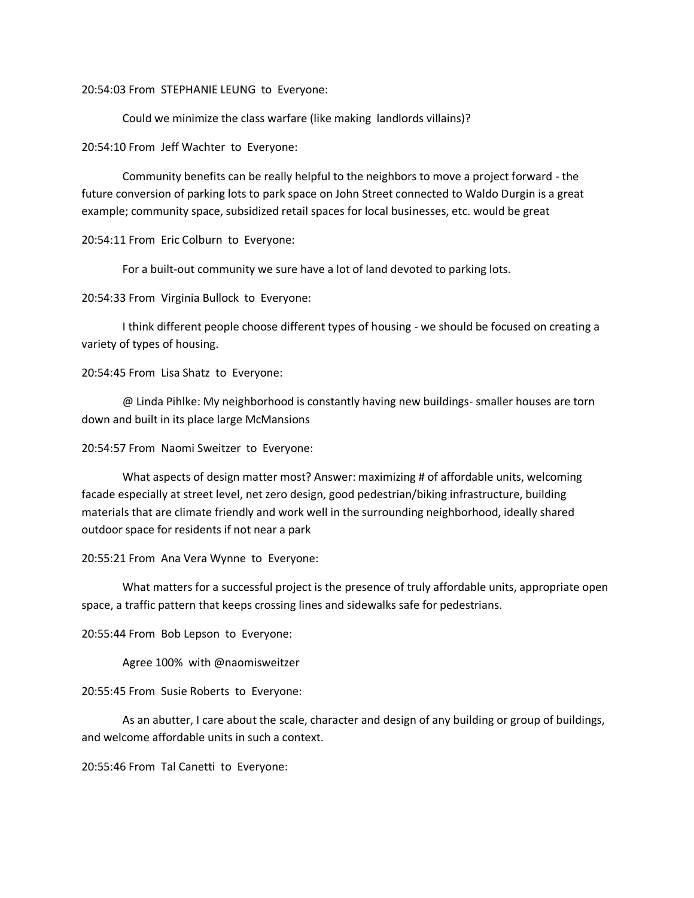20:54:03 From STEPHANIE LEUNG to Everyone:

Could we minimize the class warfare (like making landlords villains)?

20:54:10 From Jeff Wachter to Everyone:

Community benefits can be really helpful to the neighbors to move a project forward - the future conversion of parking lots to park space on John Street connected to Waldo Durgin is a great example; community space, subsidized retail spaces for local businesses, etc. would be great

20:54:11 From Eric Colburn to Everyone:

For a built-out community we sure have a lot of land devoted to parking lots.

20:54:33 From Virginia Bullock to Everyone:

I think different people choose different types of housing - we should be focused on creating a variety of types of housing.

20:54:45 From Lisa Shatz to Everyone:

@ Linda Pihlke: My neighborhood is constantly having new buildings- smaller houses are torn down and built in its place large McMansions

20:54:57 From Naomi Sweitzer to Everyone:

What aspects of design matter most? Answer: maximizing # of affordable units, welcoming facade especially at street level, net zero design, good pedestrian/biking infrastructure, building materials that are climate friendly and work well in the surrounding neighborhood, ideally shared outdoor space for residents if not near a park

20:55:21 From Ana Vera Wynne to Everyone:

What matters for a successful project is the presence of truly affordable units, appropriate open space, a traffic pattern that keeps crossing lines and sidewalks safe for pedestrians.

20:55:44 From Bob Lepson to Everyone:

Agree 100% with @naomisweitzer

20:55:45 From Susie Roberts to Everyone:

As an abutter, I care about the scale, character and design of any building or group of buildings, and welcome affordable units in such a context.

20:55:46 From Tal Canetti to Everyone: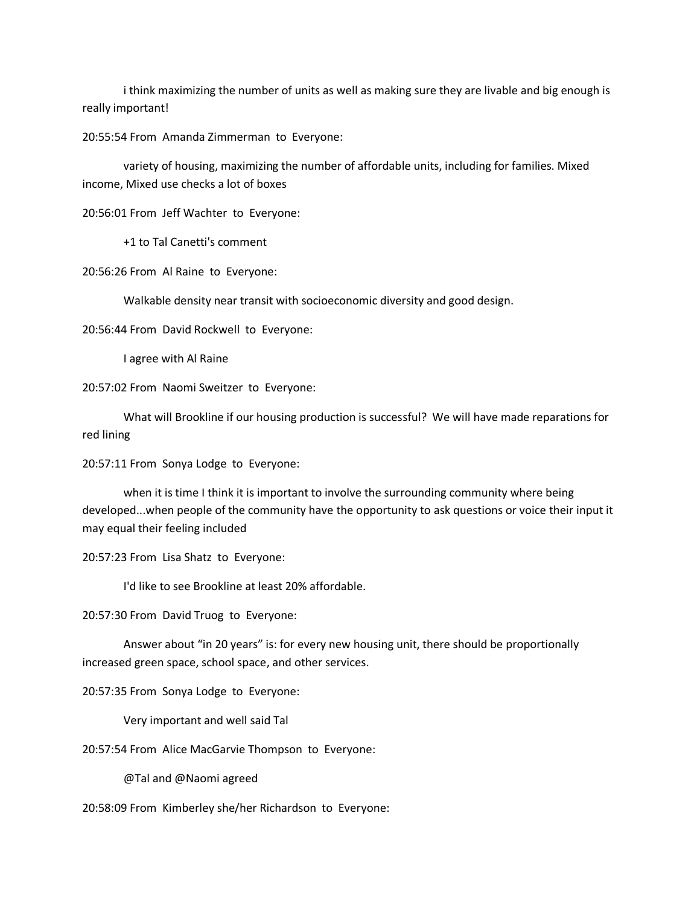i think maximizing the number of units as well as making sure they are livable and big enough is really important!

20:55:54 From Amanda Zimmerman to Everyone:

variety of housing, maximizing the number of affordable units, including for families. Mixed income, Mixed use checks a lot of boxes

20:56:01 From Jeff Wachter to Everyone:

+1 to Tal Canetti's comment

20:56:26 From Al Raine to Everyone:

Walkable density near transit with socioeconomic diversity and good design.

20:56:44 From David Rockwell to Everyone:

I agree with Al Raine

20:57:02 From Naomi Sweitzer to Everyone:

What will Brookline if our housing production is successful? We will have made reparations for red lining

20:57:11 From Sonya Lodge to Everyone:

when it is time I think it is important to involve the surrounding community where being developed...when people of the community have the opportunity to ask questions or voice their input it may equal their feeling included

20:57:23 From Lisa Shatz to Everyone:

I'd like to see Brookline at least 20% affordable.

20:57:30 From David Truog to Everyone:

Answer about "in 20 years" is: for every new housing unit, there should be proportionally increased green space, school space, and other services.

20:57:35 From Sonya Lodge to Everyone:

Very important and well said Tal

20:57:54 From Alice MacGarvie Thompson to Everyone:

@Tal and @Naomi agreed

20:58:09 From Kimberley she/her Richardson to Everyone: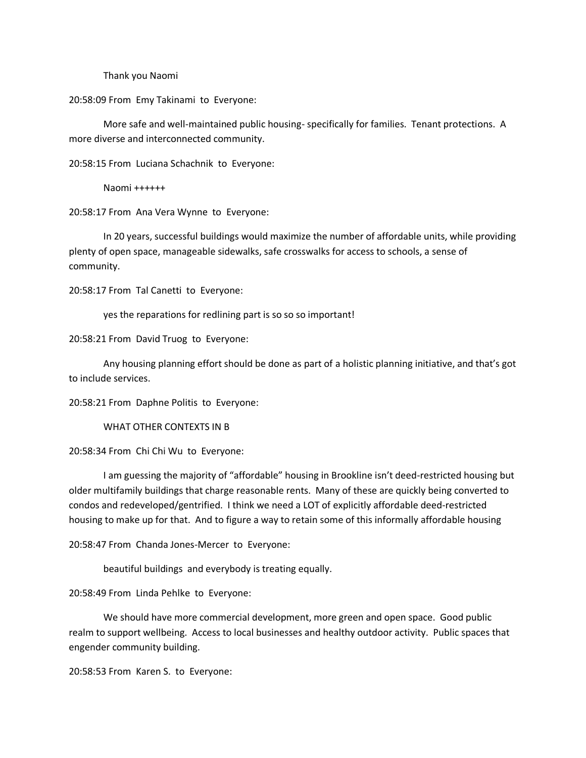Thank you Naomi

20:58:09 From Emy Takinami to Everyone:

More safe and well-maintained public housing- specifically for families. Tenant protections. A more diverse and interconnected community.

20:58:15 From Luciana Schachnik to Everyone:

Naomi ++++++

20:58:17 From Ana Vera Wynne to Everyone:

In 20 years, successful buildings would maximize the number of affordable units, while providing plenty of open space, manageable sidewalks, safe crosswalks for access to schools, a sense of community.

20:58:17 From Tal Canetti to Everyone:

yes the reparations for redlining part is so so so important!

20:58:21 From David Truog to Everyone:

Any housing planning effort should be done as part of a holistic planning initiative, and that's got to include services.

20:58:21 From Daphne Politis to Everyone:

WHAT OTHER CONTEXTS IN B

20:58:34 From Chi Chi Wu to Everyone:

I am guessing the majority of "affordable" housing in Brookline isn't deed-restricted housing but older multifamily buildings that charge reasonable rents. Many of these are quickly being converted to condos and redeveloped/gentrified. I think we need a LOT of explicitly affordable deed-restricted housing to make up for that. And to figure a way to retain some of this informally affordable housing

20:58:47 From Chanda Jones-Mercer to Everyone:

beautiful buildings and everybody is treating equally.

20:58:49 From Linda Pehlke to Everyone:

We should have more commercial development, more green and open space. Good public realm to support wellbeing. Access to local businesses and healthy outdoor activity. Public spaces that engender community building.

20:58:53 From Karen S. to Everyone: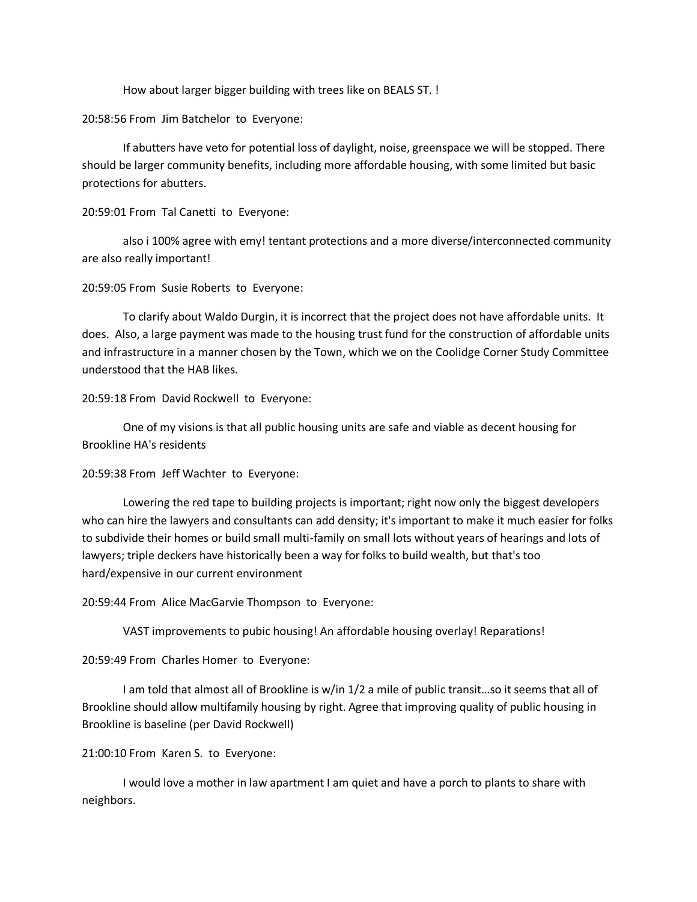How about larger bigger building with trees like on BEALS ST. !

20:58:56 From Jim Batchelor to Everyone:

If abutters have veto for potential loss of daylight, noise, greenspace we will be stopped. There should be larger community benefits, including more affordable housing, with some limited but basic protections for abutters.

20:59:01 From Tal Canetti to Everyone:

also i 100% agree with emy! tentant protections and a more diverse/interconnected community are also really important!

20:59:05 From Susie Roberts to Everyone:

To clarify about Waldo Durgin, it is incorrect that the project does not have affordable units. It does. Also, a large payment was made to the housing trust fund for the construction of affordable units and infrastructure in a manner chosen by the Town, which we on the Coolidge Corner Study Committee understood that the HAB likes.

20:59:18 From David Rockwell to Everyone:

One of my visions is that all public housing units are safe and viable as decent housing for Brookline HA's residents

20:59:38 From Jeff Wachter to Everyone:

Lowering the red tape to building projects is important; right now only the biggest developers who can hire the lawyers and consultants can add density; it's important to make it much easier for folks to subdivide their homes or build small multi-family on small lots without years of hearings and lots of lawyers; triple deckers have historically been a way for folks to build wealth, but that's too hard/expensive in our current environment

20:59:44 From Alice MacGarvie Thompson to Everyone:

VAST improvements to pubic housing! An affordable housing overlay! Reparations!

20:59:49 From Charles Homer to Everyone:

I am told that almost all of Brookline is w/in 1/2 a mile of public transit…so it seems that all of Brookline should allow multifamily housing by right. Agree that improving quality of public housing in Brookline is baseline (per David Rockwell)

21:00:10 From Karen S. to Everyone:

I would love a mother in law apartment I am quiet and have a porch to plants to share with neighbors.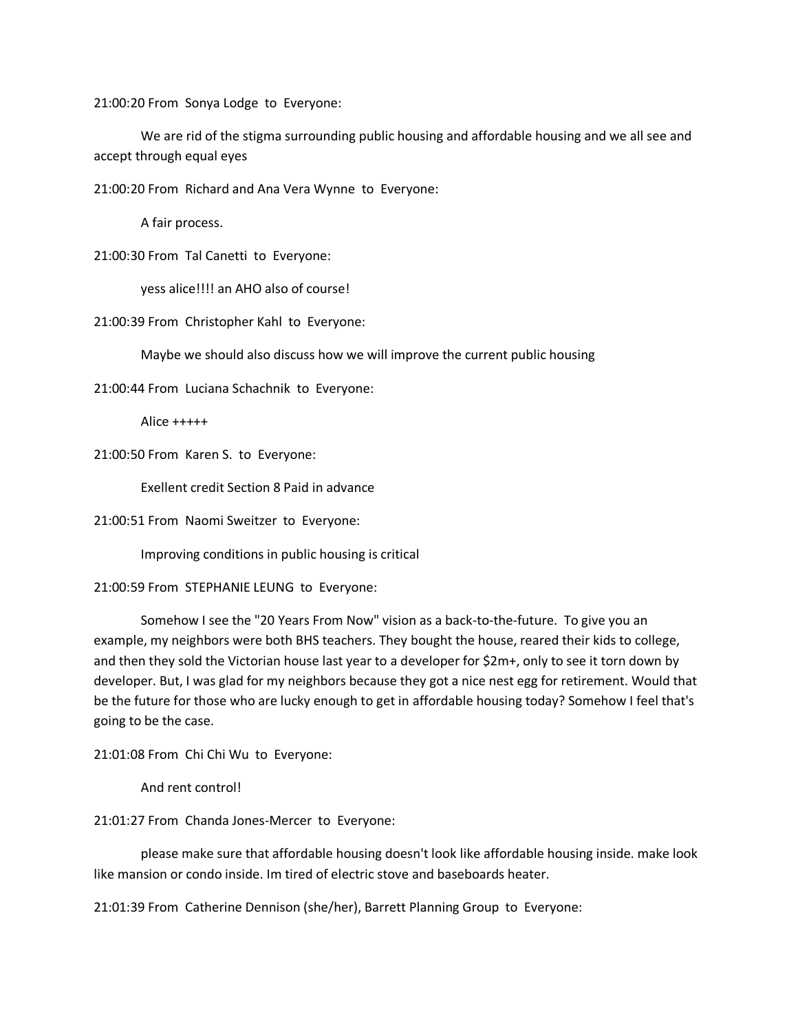21:00:20 From Sonya Lodge to Everyone:

We are rid of the stigma surrounding public housing and affordable housing and we all see and accept through equal eyes

21:00:20 From Richard and Ana Vera Wynne to Everyone:

A fair process.

21:00:30 From Tal Canetti to Everyone:

yess alice!!!! an AHO also of course!

21:00:39 From Christopher Kahl to Everyone:

Maybe we should also discuss how we will improve the current public housing

21:00:44 From Luciana Schachnik to Everyone:

Alice +++++

21:00:50 From Karen S. to Everyone:

Exellent credit Section 8 Paid in advance

21:00:51 From Naomi Sweitzer to Everyone:

Improving conditions in public housing is critical

21:00:59 From STEPHANIE LEUNG to Everyone:

Somehow I see the "20 Years From Now" vision as a back-to-the-future. To give you an example, my neighbors were both BHS teachers. They bought the house, reared their kids to college, and then they sold the Victorian house last year to a developer for $2m+, only to see it torn down by developer. But, I was glad for my neighbors because they got a nice nest egg for retirement. Would that be the future for those who are lucky enough to get in affordable housing today? Somehow I feel that's going to be the case.

21:01:08 From Chi Chi Wu to Everyone:

And rent control!

21:01:27 From Chanda Jones-Mercer to Everyone:

please make sure that affordable housing doesn't look like affordable housing inside. make look like mansion or condo inside. Im tired of electric stove and baseboards heater.

21:01:39 From Catherine Dennison (she/her), Barrett Planning Group to Everyone: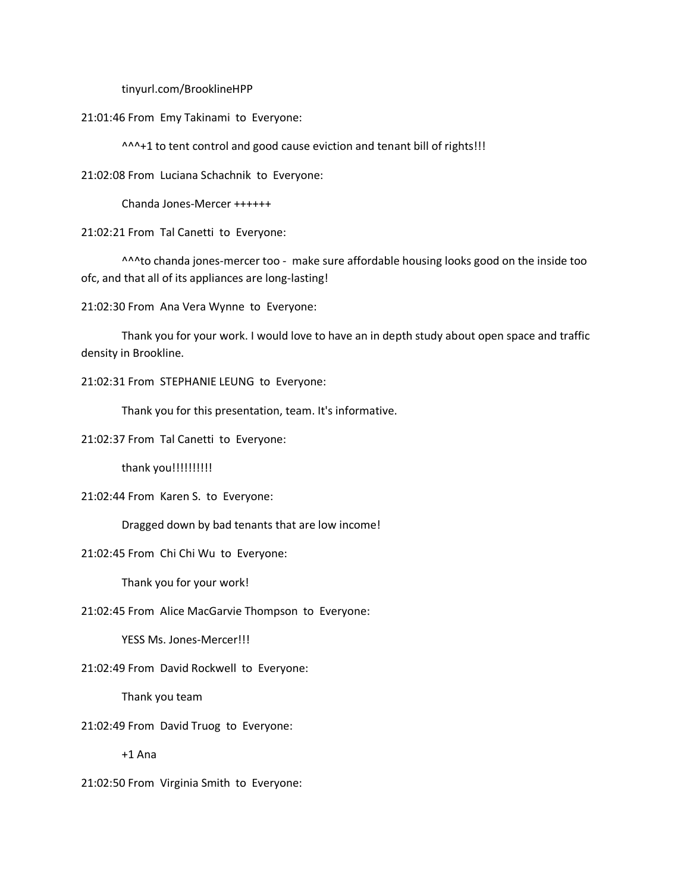tinyurl.com/BrooklineHPP

21:01:46 From Emy Takinami to Everyone:

^^^+1 to tent control and good cause eviction and tenant bill of rights!!!

21:02:08 From Luciana Schachnik to Everyone:

Chanda Jones-Mercer ++++++

21:02:21 From Tal Canetti to Everyone:

^^^to chanda jones-mercer too - make sure affordable housing looks good on the inside too ofc, and that all of its appliances are long-lasting!

21:02:30 From Ana Vera Wynne to Everyone:

Thank you for your work. I would love to have an in depth study about open space and traffic density in Brookline.

21:02:31 From STEPHANIE LEUNG to Everyone:

Thank you for this presentation, team. It's informative.

21:02:37 From Tal Canetti to Everyone:

thank you!!!!!!!!!!

21:02:44 From Karen S. to Everyone:

Dragged down by bad tenants that are low income!

21:02:45 From Chi Chi Wu to Everyone:

Thank you for your work!

21:02:45 From Alice MacGarvie Thompson to Everyone:

YESS Ms. Jones-Mercer!!!

21:02:49 From David Rockwell to Everyone:

Thank you team

21:02:49 From David Truog to Everyone:

+1 Ana

21:02:50 From Virginia Smith to Everyone: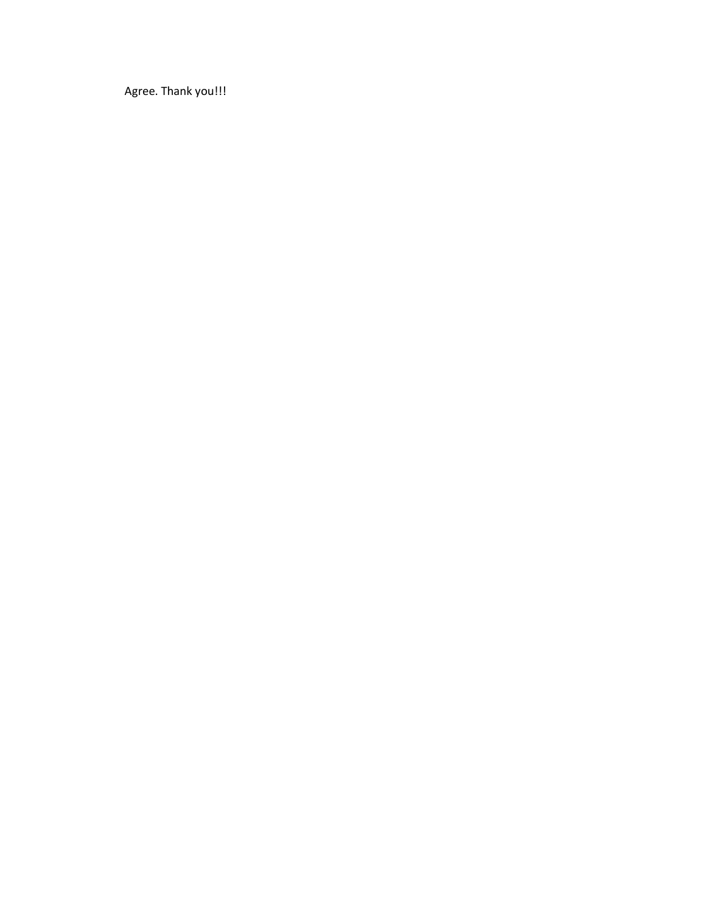Agree. Thank you!!!